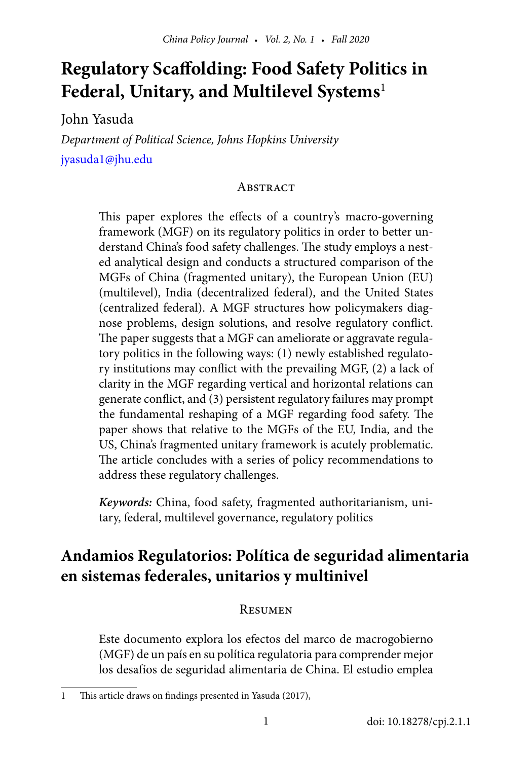# Regulatory Scaffolding: Food Safety Politics in Federal, Unitary, and Multilevel Systems[1]

John Yasuda

*Department of Political Science, Johns Hopkins University*

jyasuda1@jhu.edu

## Abstract

This paper explores the effects of a country's macro-governing framework (MGF) on its regulatory politics in order to better understand China's food safety challenges. The study employs a nested analytical design and conducts a structured comparison of the MGFs of China (fragmented unitary), the European Union (EU) (multilevel), India (decentralized federal), and the United States (centralized federal). A MGF structures how policymakers diagnose problems, design solutions, and resolve regulatory conflict. The paper suggests that a MGF can ameliorate or aggravate regulatory politics in the following ways: (1) newly established regulatory institutions may conflict with the prevailing MGF, (2) a lack of clarity in the MGF regarding vertical and horizontal relations can generate conflict, and (3) persistent regulatory failures may prompt the fundamental reshaping of a MGF regarding food safety. The paper shows that relative to the MGFs of the EU, India, and the US, China's fragmented unitary framework is acutely problematic. The article concludes with a series of policy recommendations to address these regulatory challenges.

***Keywords:*** China, food safety, fragmented authoritarianism, unitary, federal, multilevel governance, regulatory politics

# Andamios Regulatorios: Política de seguridad alimentaria en sistemas federales, unitarios y multinivel

## Resumen

Este documento explora los efectos del marco de macrogobierno (MGF) de un país en su política regulatoria para comprender mejor los desafíos de seguridad alimentaria de China. El estudio emplea

---

[1] This article draws on findings presented in Yasuda (2017),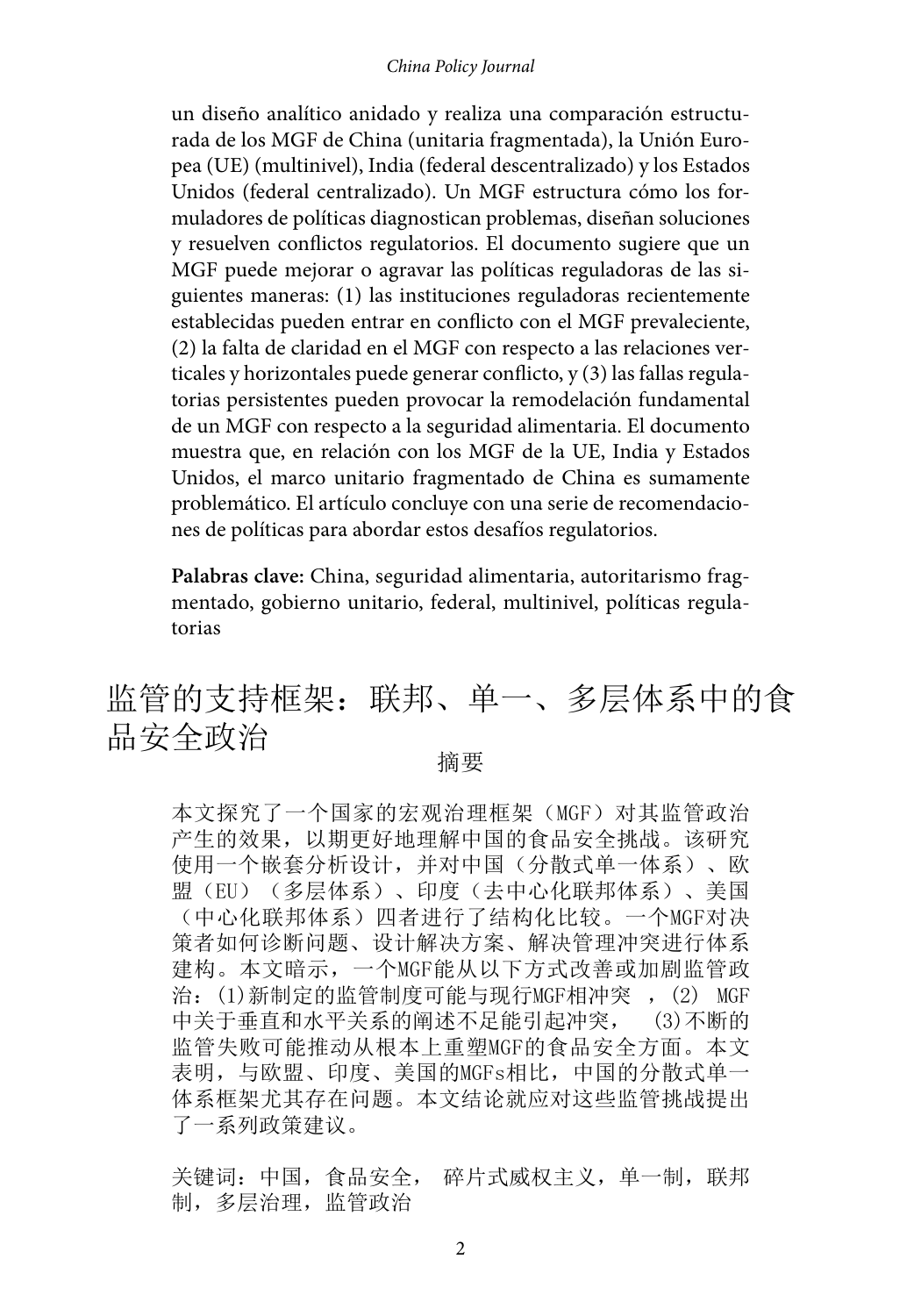un diseño analítico anidado y realiza una comparación estructurada de los MGF de China (unitaria fragmentada), la Unión Europea (UE) (multinivel), India (federal descentralizado) y los Estados Unidos (federal centralizado). Un MGF estructura cómo los formuladores de políticas diagnostican problemas, diseñan soluciones y resuelven conflictos regulatorios. El documento sugiere que un MGF puede mejorar o agravar las políticas reguladoras de las siguientes maneras: (1) las instituciones reguladoras recientemente establecidas pueden entrar en conflicto con el MGF prevaleciente, (2) la falta de claridad en el MGF con respecto a las relaciones verticales y horizontales puede generar conflicto, y (3) las fallas regulatorias persistentes pueden provocar la remodelación fundamental de un MGF con respecto a la seguridad alimentaria. El documento muestra que, en relación con los MGF de la UE, India y Estados Unidos, el marco unitario fragmentado de China es sumamente problemático. El artículo concluye con una serie de recomendaciones de políticas para abordar estos desafíos regulatorios.

**Palabras clave:** China, seguridad alimentaria, autoritarismo fragmentado, gobierno unitario, federal, multinivel, políticas regulatorias

# 监管的支持框架：联邦、单一、多层体系中的食品安全政治

## 摘要

本文探究了一个国家的宏观治理框架（MGF）对其监管政治产生的效果，以期更好地理解中国的食品安全挑战。该研究使用一个嵌套分析设计，并对中国（分散式单一体系）、欧盟（EU）（多层体系）、印度（去中心化联邦体系）、美国（中心化联邦体系）四者进行了结构化比较。一个MGF对决策者如何诊断问题、设计解决方案、解决管理冲突进行体系建构。本文暗示，一个MGF能从以下方式改善或加剧监管政治：(1)新制定的监管制度可能与现行MGF相冲突 ，(2) MGF中关于垂直和水平关系的阐述不足能引起冲突， (3)不断的监管失败可能推动从根本上重塑MGF的食品安全方面。本文表明，与欧盟、印度、美国的MGFs相比，中国的分散式单一体系框架尤其存在问题。本文结论就应对这些监管挑战提出了一系列政策建议。

关键词：中国，食品安全， 碎片式威权主义，单一制，联邦制，多层治理，监管政治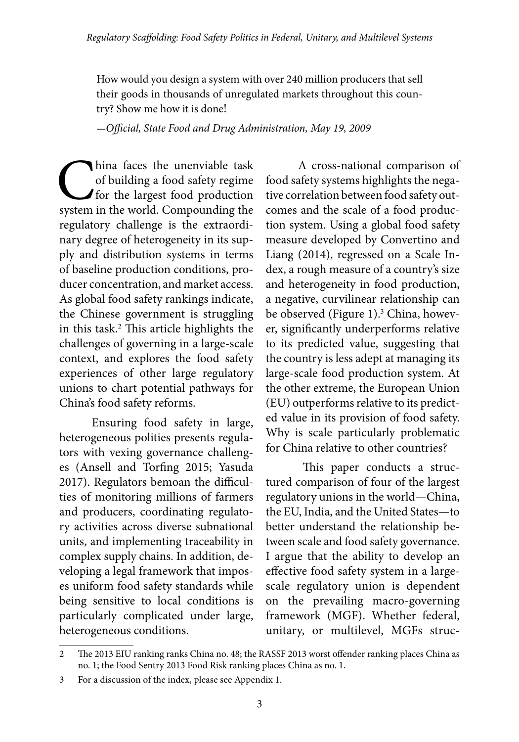> How would you design a system with over 240 million producers that sell their goods in thousands of unregulated markets throughout this country? Show me how it is done!
>
> —*Official, State Food and Drug Administration, May 19, 2009*

China faces the unenviable task of building a food safety regime for the largest food production system in the world. Compounding the regulatory challenge is the extraordinary degree of heterogeneity in its supply and distribution systems in terms of baseline production conditions, producer concentration, and market access. As global food safety rankings indicate, the Chinese government is struggling in this task.[2] This article highlights the challenges of governing in a large-scale context, and explores the food safety experiences of other large regulatory unions to chart potential pathways for China's food safety reforms.

Ensuring food safety in large, heterogeneous polities presents regulators with vexing governance challenges (Ansell and Torfing 2015; Yasuda 2017). Regulators bemoan the difficulties of monitoring millions of farmers and producers, coordinating regulatory activities across diverse subnational units, and implementing traceability in complex supply chains. In addition, developing a legal framework that imposes uniform food safety standards while being sensitive to local conditions is particularly complicated under large, heterogeneous conditions.

A cross-national comparison of food safety systems highlights the negative correlation between food safety outcomes and the scale of a food production system. Using a global food safety measure developed by Convertino and Liang (2014), regressed on a Scale Index, a rough measure of a country's size and heterogeneity in food production, a negative, curvilinear relationship can be observed (Figure 1).[3] China, however, significantly underperforms relative to its predicted value, suggesting that the country is less adept at managing its large-scale food production system. At the other extreme, the European Union (EU) outperforms relative to its predicted value in its provision of food safety. Why is scale particularly problematic for China relative to other countries?

This paper conducts a structured comparison of four of the largest regulatory unions in the world—China, the EU, India, and the United States—to better understand the relationship between scale and food safety governance. I argue that the ability to develop an effective food safety system in a large-scale regulatory union is dependent on the prevailing macro-governing framework (MGF). Whether federal, unitary, or multilevel, MGFs struc-

---

[2] The 2013 EIU ranking ranks China no. 48; the RASSF 2013 worst offender ranking places China as no. 1; the Food Sentry 2013 Food Risk ranking places China as no. 1.

[3] For a discussion of the index, please see Appendix 1.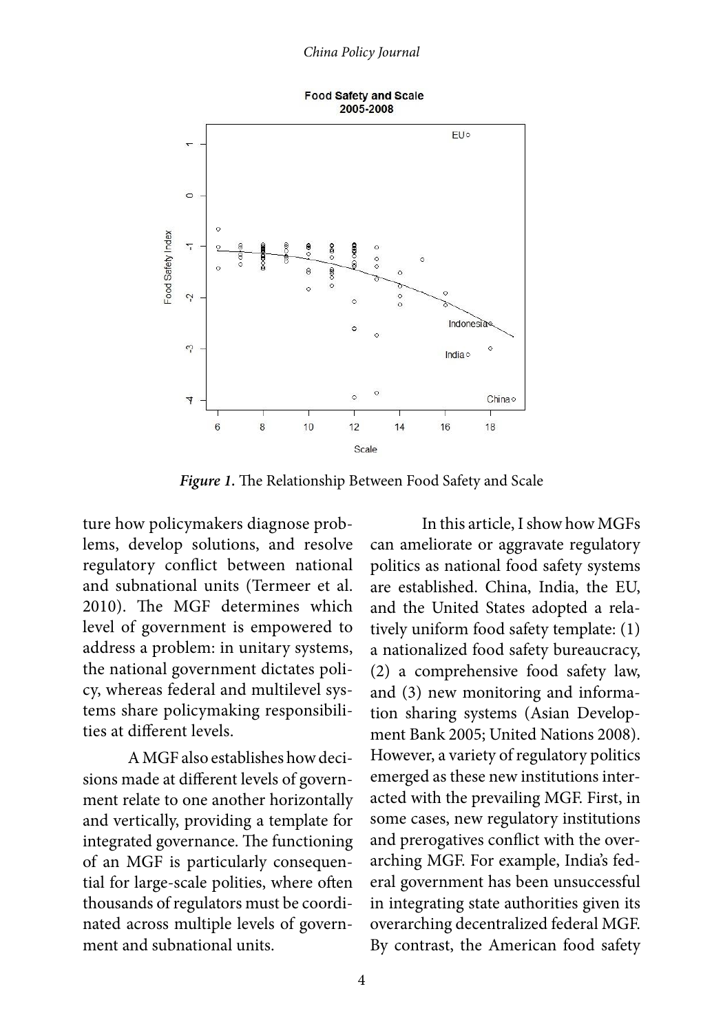*Figure 1.* The Relationship Between Food Safety and Scale

ture how policymakers diagnose problems, develop solutions, and resolve regulatory conflict between national and subnational units (Termeer et al. 2010). The MGF determines which level of government is empowered to address a problem: in unitary systems, the national government dictates policy, whereas federal and multilevel systems share policymaking responsibilities at different levels.

A MGF also establishes how decisions made at different levels of government relate to one another horizontally and vertically, providing a template for integrated governance. The functioning of an MGF is particularly consequential for large-scale polities, where often thousands of regulators must be coordinated across multiple levels of government and subnational units.

In this article, I show how MGFs can ameliorate or aggravate regulatory politics as national food safety systems are established. China, India, the EU, and the United States adopted a relatively uniform food safety template: (1) a nationalized food safety bureaucracy, (2) a comprehensive food safety law, and (3) new monitoring and information sharing systems (Asian Development Bank 2005; United Nations 2008). However, a variety of regulatory politics emerged as these new institutions interacted with the prevailing MGF. First, in some cases, new regulatory institutions and prerogatives conflict with the overarching MGF. For example, India's federal government has been unsuccessful in integrating state authorities given its overarching decentralized federal MGF. By contrast, the American food safety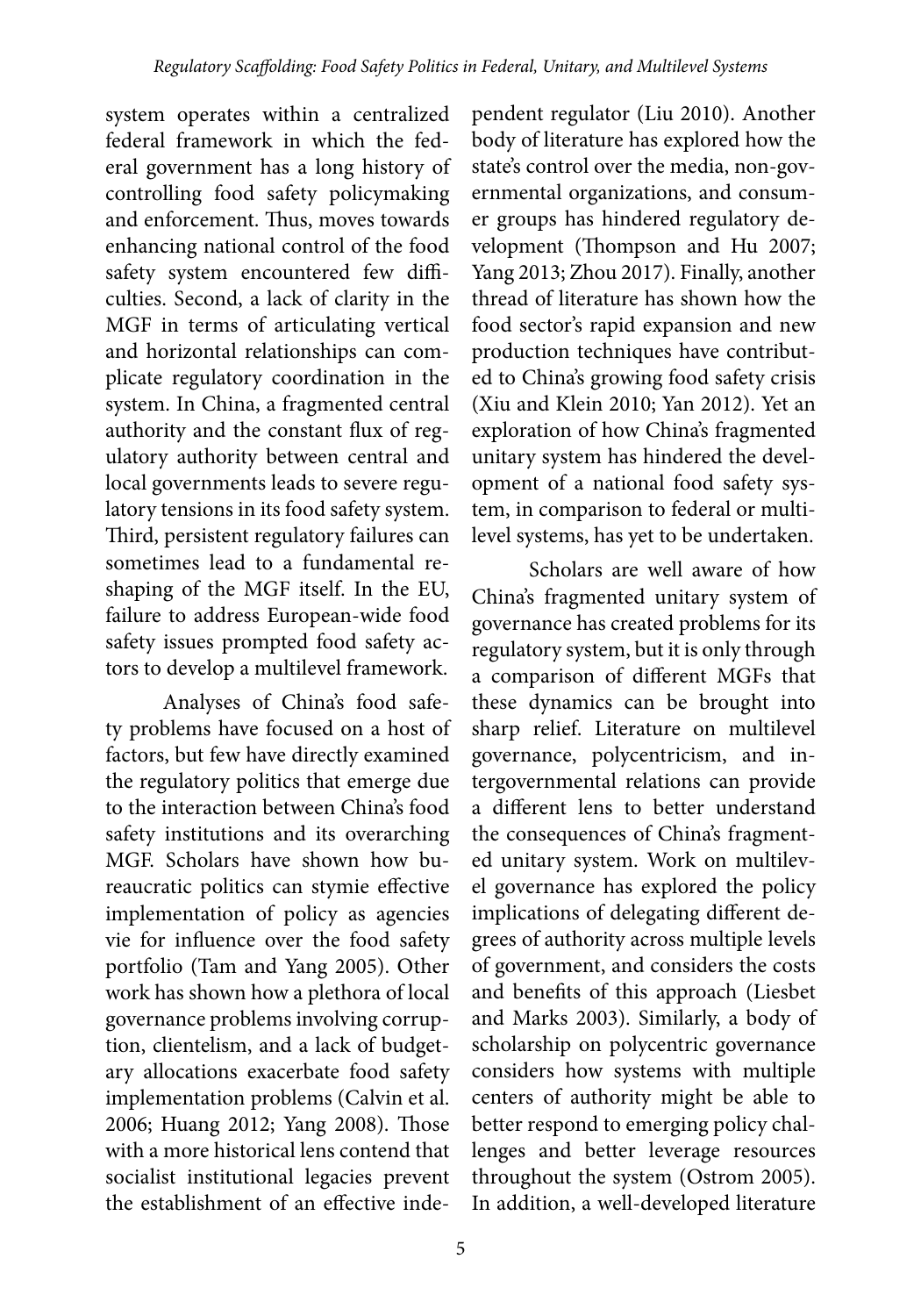system operates within a centralized federal framework in which the federal government has a long history of controlling food safety policymaking and enforcement. Thus, moves towards enhancing national control of the food safety system encountered few difficulties. Second, a lack of clarity in the MGF in terms of articulating vertical and horizontal relationships can complicate regulatory coordination in the system. In China, a fragmented central authority and the constant flux of regulatory authority between central and local governments leads to severe regulatory tensions in its food safety system. Third, persistent regulatory failures can sometimes lead to a fundamental reshaping of the MGF itself. In the EU, failure to address European-wide food safety issues prompted food safety actors to develop a multilevel framework.

Analyses of China's food safety problems have focused on a host of factors, but few have directly examined the regulatory politics that emerge due to the interaction between China's food safety institutions and its overarching MGF. Scholars have shown how bureaucratic politics can stymie effective implementation of policy as agencies vie for influence over the food safety portfolio (Tam and Yang 2005). Other work has shown how a plethora of local governance problems involving corruption, clientelism, and a lack of budgetary allocations exacerbate food safety implementation problems (Calvin et al. 2006; Huang 2012; Yang 2008). Those with a more historical lens contend that socialist institutional legacies prevent the establishment of an effective independent regulator (Liu 2010). Another body of literature has explored how the state's control over the media, non-governmental organizations, and consumer groups has hindered regulatory development (Thompson and Hu 2007; Yang 2013; Zhou 2017). Finally, another thread of literature has shown how the food sector's rapid expansion and new production techniques have contributed to China's growing food safety crisis (Xiu and Klein 2010; Yan 2012). Yet an exploration of how China's fragmented unitary system has hindered the development of a national food safety system, in comparison to federal or multilevel systems, has yet to be undertaken.

Scholars are well aware of how China's fragmented unitary system of governance has created problems for its regulatory system, but it is only through a comparison of different MGFs that these dynamics can be brought into sharp relief. Literature on multilevel governance, polycentricism, and intergovernmental relations can provide a different lens to better understand the consequences of China's fragmented unitary system. Work on multilevel governance has explored the policy implications of delegating different degrees of authority across multiple levels of government, and considers the costs and benefits of this approach (Liesbet and Marks 2003). Similarly, a body of scholarship on polycentric governance considers how systems with multiple centers of authority might be able to better respond to emerging policy challenges and better leverage resources throughout the system (Ostrom 2005). In addition, a well-developed literature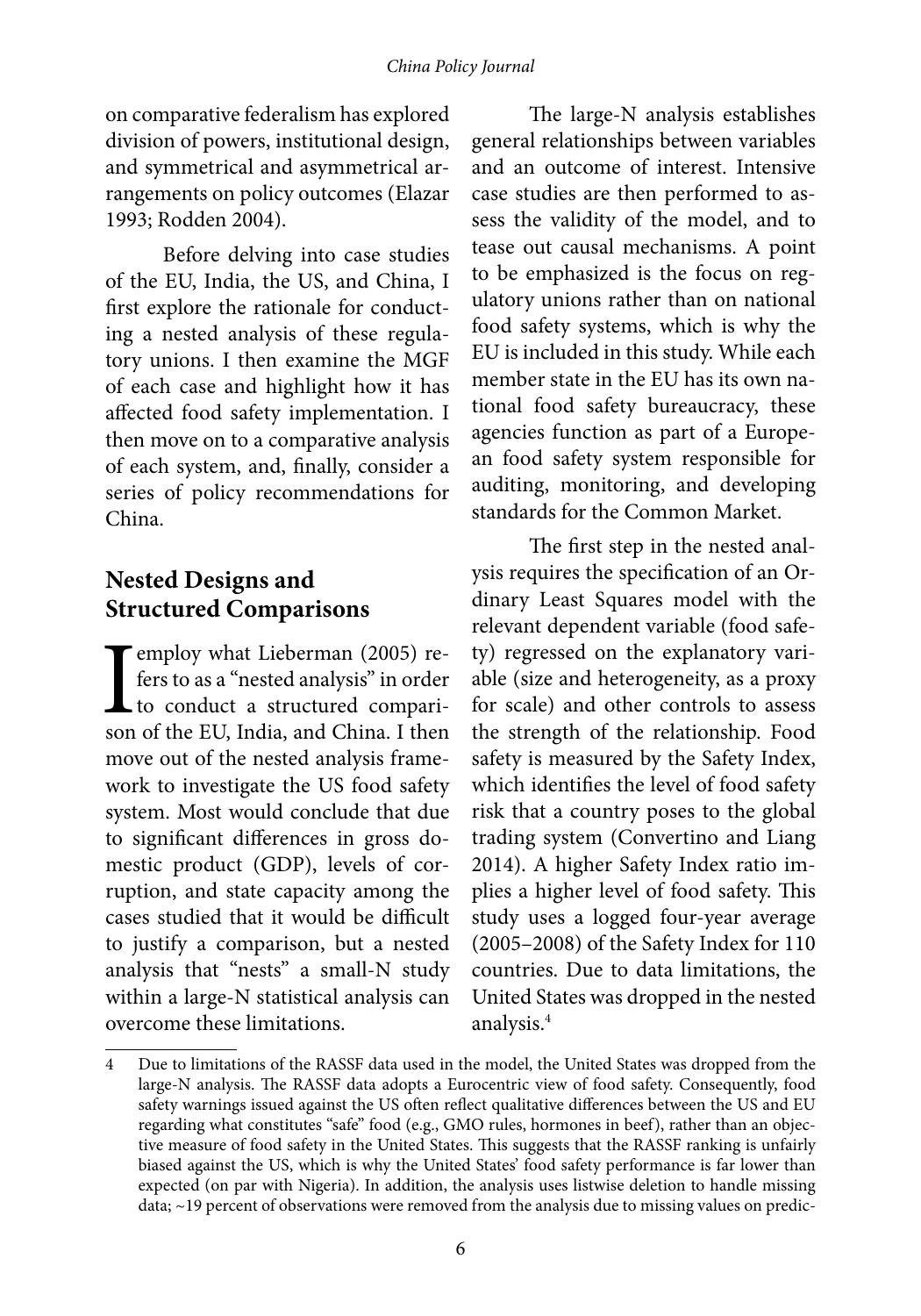on comparative federalism has explored division of powers, institutional design, and symmetrical and asymmetrical arrangements on policy outcomes (Elazar 1993; Rodden 2004).

Before delving into case studies of the EU, India, the US, and China, I first explore the rationale for conducting a nested analysis of these regulatory unions. I then examine the MGF of each case and highlight how it has affected food safety implementation. I then move on to a comparative analysis of each system, and, finally, consider a series of policy recommendations for China.

## Nested Designs and Structured Comparisons

I employ what Lieberman (2005) refers to as a "nested analysis" in order to conduct a structured comparison of the EU, India, and China. I then move out of the nested analysis framework to investigate the US food safety system. Most would conclude that due to significant differences in gross domestic product (GDP), levels of corruption, and state capacity among the cases studied that it would be difficult to justify a comparison, but a nested analysis that "nests" a small-N study within a large-N statistical analysis can overcome these limitations.

The large-N analysis establishes general relationships between variables and an outcome of interest. Intensive case studies are then performed to assess the validity of the model, and to tease out causal mechanisms. A point to be emphasized is the focus on regulatory unions rather than on national food safety systems, which is why the EU is included in this study. While each member state in the EU has its own national food safety bureaucracy, these agencies function as part of a European food safety system responsible for auditing, monitoring, and developing standards for the Common Market.

The first step in the nested analysis requires the specification of an Ordinary Least Squares model with the relevant dependent variable (food safety) regressed on the explanatory variable (size and heterogeneity, as a proxy for scale) and other controls to assess the strength of the relationship. Food safety is measured by the Safety Index, which identifies the level of food safety risk that a country poses to the global trading system (Convertino and Liang 2014). A higher Safety Index ratio implies a higher level of food safety. This study uses a logged four-year average (2005–2008) of the Safety Index for 110 countries. Due to data limitations, the United States was dropped in the nested analysis.[4]

---

[4] Due to limitations of the RASSF data used in the model, the United States was dropped from the large-N analysis. The RASSF data adopts a Eurocentric view of food safety. Consequently, food safety warnings issued against the US often reflect qualitative differences between the US and EU regarding what constitutes "safe" food (e.g., GMO rules, hormones in beef), rather than an objective measure of food safety in the United States. This suggests that the RASSF ranking is unfairly biased against the US, which is why the United States' food safety performance is far lower than expected (on par with Nigeria). In addition, the analysis uses listwise deletion to handle missing data; ~19 percent of observations were removed from the analysis due to missing values on predic-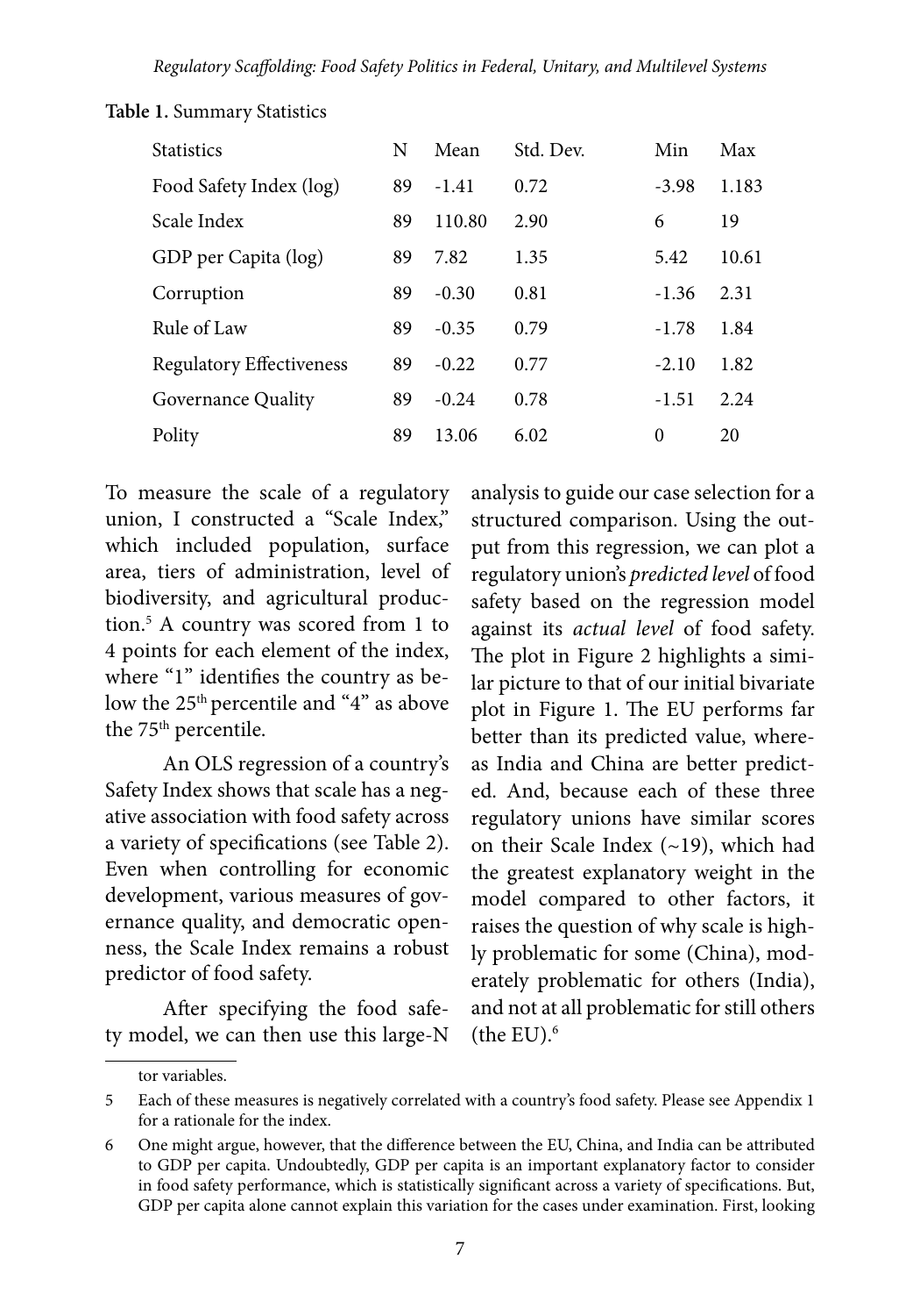**Table 1.** Summary Statistics

| Statistics | N | Mean | Std. Dev. | Min | Max |
|---|---|---|---|---|---|
| Food Safety Index (log) | 89 | -1.41 | 0.72 | -3.98 | 1.183 |
| Scale Index | 89 | 110.80 | 2.90 | 6 | 19 |
| GDP per Capita (log) | 89 | 7.82 | 1.35 | 5.42 | 10.61 |
| Corruption | 89 | -0.30 | 0.81 | -1.36 | 2.31 |
| Rule of Law | 89 | -0.35 | 0.79 | -1.78 | 1.84 |
| Regulatory Effectiveness | 89 | -0.22 | 0.77 | -2.10 | 1.82 |
| Governance Quality | 89 | -0.24 | 0.78 | -1.51 | 2.24 |
| Polity | 89 | 13.06 | 6.02 | 0 | 20 |

To measure the scale of a regulatory union, I constructed a "Scale Index," which included population, surface area, tiers of administration, level of biodiversity, and agricultural production.[5] A country was scored from 1 to 4 points for each element of the index, where "1" identifies the country as below the 25th percentile and "4" as above the 75th percentile.

An OLS regression of a country's Safety Index shows that scale has a negative association with food safety across a variety of specifications (see Table 2). Even when controlling for economic development, various measures of governance quality, and democratic openness, the Scale Index remains a robust predictor of food safety.

After specifying the food safety model, we can then use this large-N analysis to guide our case selection for a structured comparison. Using the output from this regression, we can plot a regulatory union's *predicted level* of food safety based on the regression model against its *actual level* of food safety. The plot in Figure 2 highlights a similar picture to that of our initial bivariate plot in Figure 1. The EU performs far better than its predicted value, whereas India and China are better predicted. And, because each of these three regulatory unions have similar scores on their Scale Index (~19), which had the greatest explanatory weight in the model compared to other factors, it raises the question of why scale is highly problematic for some (China), moderately problematic for others (India), and not at all problematic for still others (the EU).[6]

---

tor variables.

5 Each of these measures is negatively correlated with a country's food safety. Please see Appendix 1 for a rationale for the index.

6 One might argue, however, that the difference between the EU, China, and India can be attributed to GDP per capita. Undoubtedly, GDP per capita is an important explanatory factor to consider in food safety performance, which is statistically significant across a variety of specifications. But, GDP per capita alone cannot explain this variation for the cases under examination. First, looking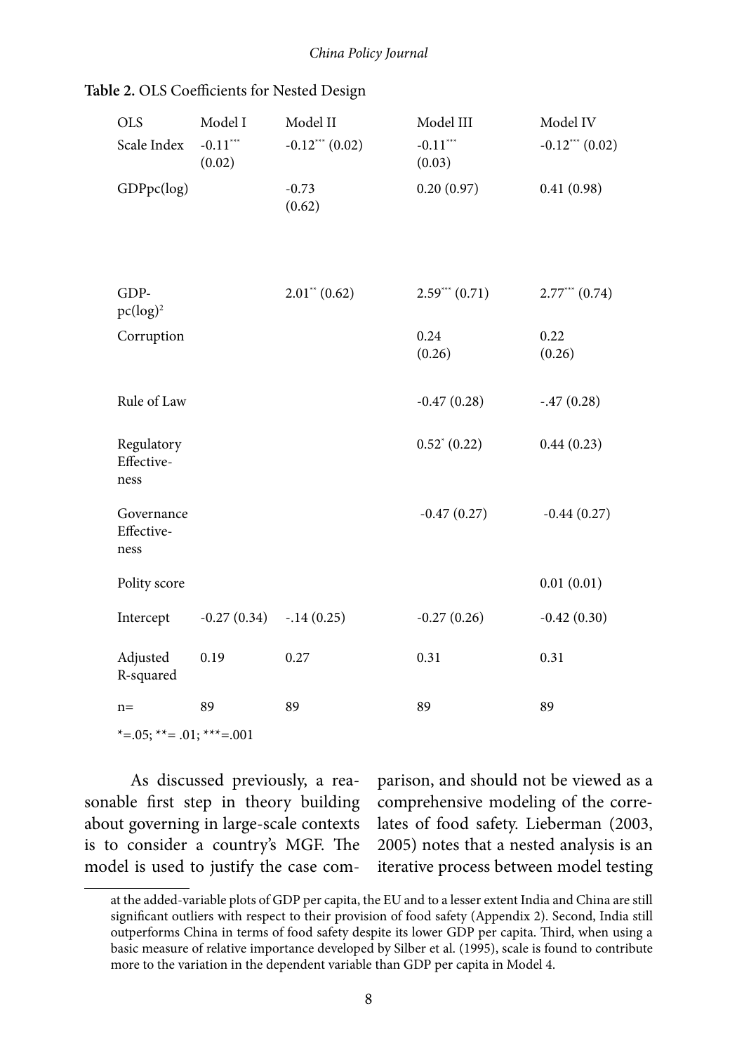**Table 2.** OLS Coefficients for Nested Design

| OLS | Model I | Model II | Model III | Model IV |
|---|---|---|---|---|
| Scale Index | -0.11*** (0.02) | -0.12*** (0.02) | -0.11*** (0.03) | -0.12*** (0.02) |
| GDPpc(log) | | -0.73 (0.62) | 0.20 (0.97) | 0.41 (0.98) |
| GDP-pc(log)$^2$ | | 2.01** (0.62) | 2.59*** (0.71) | 2.77*** (0.74) |
| Corruption | | | 0.24 (0.26) | 0.22 (0.26) |
| Rule of Law | | | -0.47 (0.28) | -.47 (0.28) |
| Regulatory Effective-ness | | | 0.52* (0.22) | 0.44 (0.23) |
| Governance Effective-ness | | | -0.47 (0.27) | -0.44 (0.27) |
| Polity score | | | | 0.01 (0.01) |
| Intercept | -0.27 (0.34) | -.14 (0.25) | -0.27 (0.26) | -0.42 (0.30) |
| Adjusted R-squared | 0.19 | 0.27 | 0.31 | 0.31 |
| n= | 89 | 89 | 89 | 89 |

*=.05; **= .01; ***=.001

As discussed previously, a reasonable first step in theory building about governing in large-scale contexts is to consider a country's MGF. The model is used to justify the case comparison, and should not be viewed as a comprehensive modeling of the correlates of food safety. Lieberman (2003, 2005) notes that a nested analysis is an iterative process between model testing

at the added-variable plots of GDP per capita, the EU and to a lesser extent India and China are still significant outliers with respect to their provision of food safety (Appendix 2). Second, India still outperforms China in terms of food safety despite its lower GDP per capita. Third, when using a basic measure of relative importance developed by Silber et al. (1995), scale is found to contribute more to the variation in the dependent variable than GDP per capita in Model 4.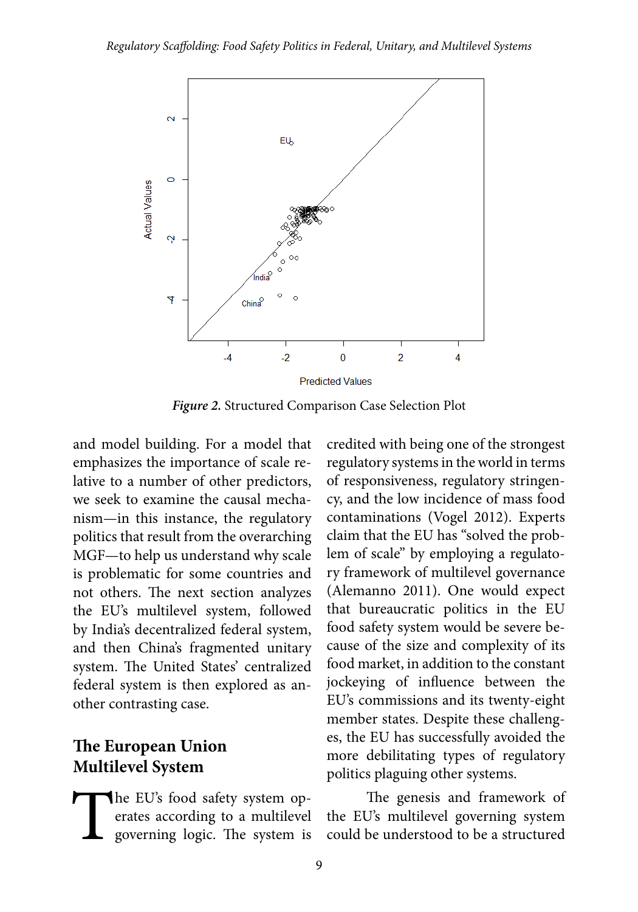*Figure 2.* Structured Comparison Case Selection Plot

and model building. For a model that emphasizes the importance of scale relative to a number of other predictors, we seek to examine the causal mechanism—in this instance, the regulatory politics that result from the overarching MGF—to help us understand why scale is problematic for some countries and not others. The next section analyzes the EU's multilevel system, followed by India's decentralized federal system, and then China's fragmented unitary system. The United States' centralized federal system is then explored as another contrasting case.

## The European Union Multilevel System

The EU's food safety system operates according to a multilevel governing logic. The system is credited with being one of the strongest regulatory systems in the world in terms of responsiveness, regulatory stringency, and the low incidence of mass food contaminations (Vogel 2012). Experts claim that the EU has "solved the problem of scale" by employing a regulatory framework of multilevel governance (Alemanno 2011). One would expect that bureaucratic politics in the EU food safety system would be severe because of the size and complexity of its food market, in addition to the constant jockeying of influence between the EU's commissions and its twenty-eight member states. Despite these challenges, the EU has successfully avoided the more debilitating types of regulatory politics plaguing other systems.

The genesis and framework of the EU's multilevel governing system could be understood to be a structured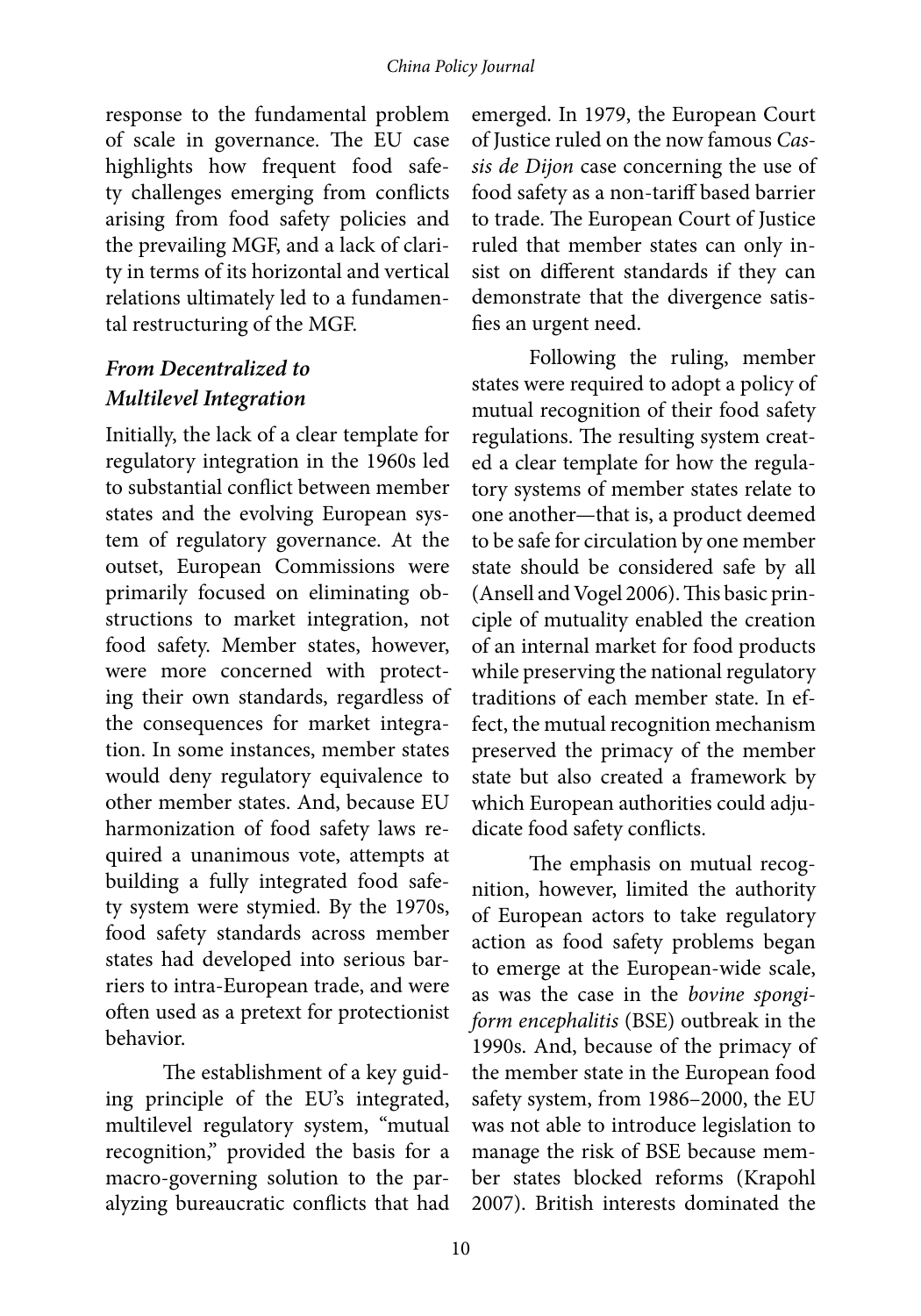response to the fundamental problem of scale in governance. The EU case highlights how frequent food safety challenges emerging from conflicts arising from food safety policies and the prevailing MGF, and a lack of clarity in terms of its horizontal and vertical relations ultimately led to a fundamental restructuring of the MGF.

### *From Decentralized to Multilevel Integration*

Initially, the lack of a clear template for regulatory integration in the 1960s led to substantial conflict between member states and the evolving European system of regulatory governance. At the outset, European Commissions were primarily focused on eliminating obstructions to market integration, not food safety. Member states, however, were more concerned with protecting their own standards, regardless of the consequences for market integration. In some instances, member states would deny regulatory equivalence to other member states. And, because EU harmonization of food safety laws required a unanimous vote, attempts at building a fully integrated food safety system were stymied. By the 1970s, food safety standards across member states had developed into serious barriers to intra-European trade, and were often used as a pretext for protectionist behavior.

The establishment of a key guiding principle of the EU's integrated, multilevel regulatory system, "mutual recognition," provided the basis for a macro-governing solution to the paralyzing bureaucratic conflicts that had emerged. In 1979, the European Court of Justice ruled on the now famous *Cassis de Dijon* case concerning the use of food safety as a non-tariff based barrier to trade. The European Court of Justice ruled that member states can only insist on different standards if they can demonstrate that the divergence satisfies an urgent need.

Following the ruling, member states were required to adopt a policy of mutual recognition of their food safety regulations. The resulting system created a clear template for how the regulatory systems of member states relate to one another—that is, a product deemed to be safe for circulation by one member state should be considered safe by all (Ansell and Vogel 2006). This basic principle of mutuality enabled the creation of an internal market for food products while preserving the national regulatory traditions of each member state. In effect, the mutual recognition mechanism preserved the primacy of the member state but also created a framework by which European authorities could adjudicate food safety conflicts.

The emphasis on mutual recognition, however, limited the authority of European actors to take regulatory action as food safety problems began to emerge at the European-wide scale, as was the case in the *bovine spongiform encephalitis* (BSE) outbreak in the 1990s. And, because of the primacy of the member state in the European food safety system, from 1986–2000, the EU was not able to introduce legislation to manage the risk of BSE because member states blocked reforms (Krapohl 2007). British interests dominated the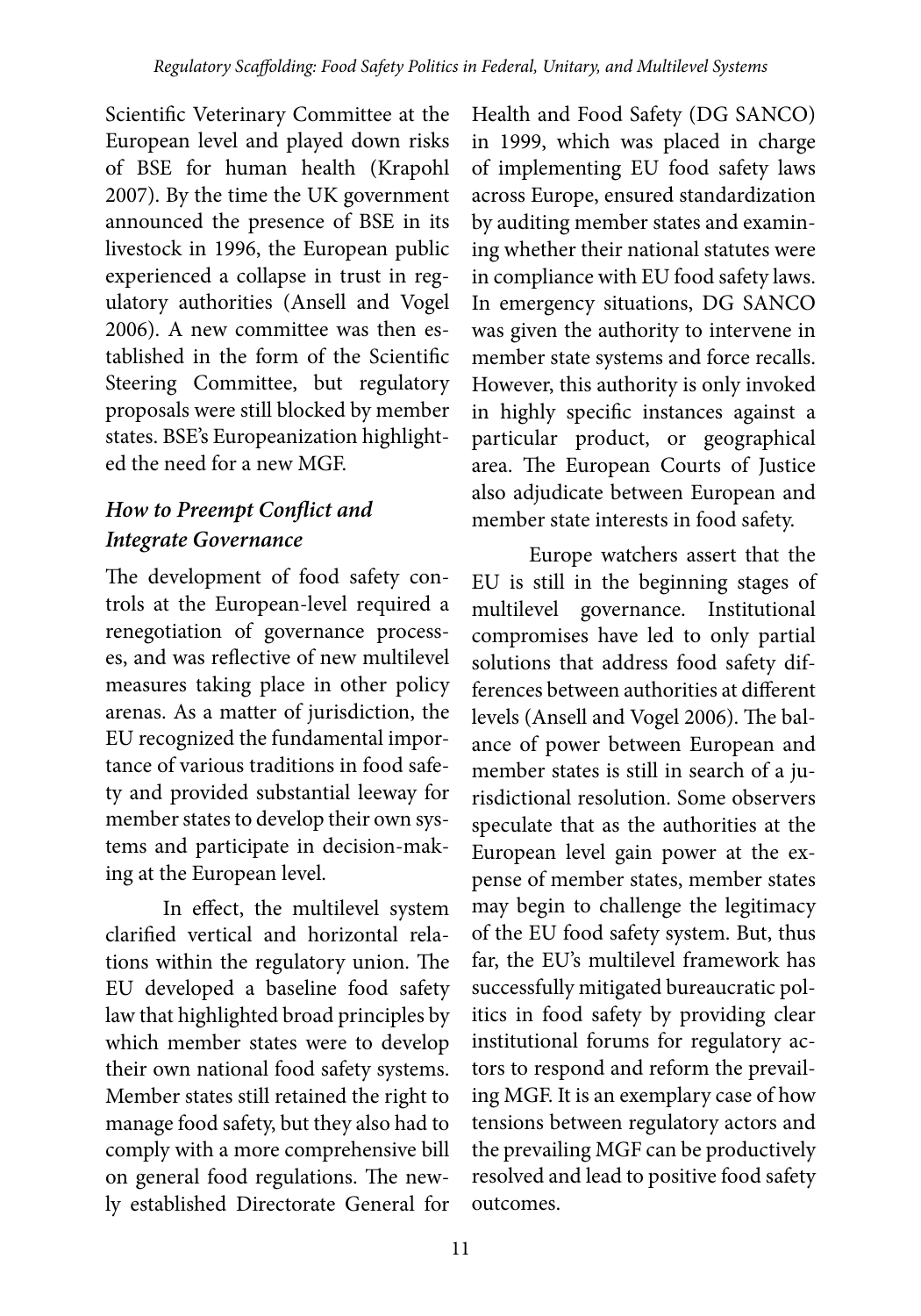Scientific Veterinary Committee at the European level and played down risks of BSE for human health (Krapohl 2007). By the time the UK government announced the presence of BSE in its livestock in 1996, the European public experienced a collapse in trust in regulatory authorities (Ansell and Vogel 2006). A new committee was then established in the form of the Scientific Steering Committee, but regulatory proposals were still blocked by member states. BSE's Europeanization highlighted the need for a new MGF.

### *How to Preempt Conflict and Integrate Governance*

The development of food safety controls at the European-level required a renegotiation of governance processes, and was reflective of new multilevel measures taking place in other policy arenas. As a matter of jurisdiction, the EU recognized the fundamental importance of various traditions in food safety and provided substantial leeway for member states to develop their own systems and participate in decision-making at the European level.

In effect, the multilevel system clarified vertical and horizontal relations within the regulatory union. The EU developed a baseline food safety law that highlighted broad principles by which member states were to develop their own national food safety systems. Member states still retained the right to manage food safety, but they also had to comply with a more comprehensive bill on general food regulations. The newly established Directorate General for Health and Food Safety (DG SANCO) in 1999, which was placed in charge of implementing EU food safety laws across Europe, ensured standardization by auditing member states and examining whether their national statutes were in compliance with EU food safety laws. In emergency situations, DG SANCO was given the authority to intervene in member state systems and force recalls. However, this authority is only invoked in highly specific instances against a particular product, or geographical area. The European Courts of Justice also adjudicate between European and member state interests in food safety.

Europe watchers assert that the EU is still in the beginning stages of multilevel governance. Institutional compromises have led to only partial solutions that address food safety differences between authorities at different levels (Ansell and Vogel 2006). The balance of power between European and member states is still in search of a jurisdictional resolution. Some observers speculate that as the authorities at the European level gain power at the expense of member states, member states may begin to challenge the legitimacy of the EU food safety system. But, thus far, the EU's multilevel framework has successfully mitigated bureaucratic politics in food safety by providing clear institutional forums for regulatory actors to respond and reform the prevailing MGF. It is an exemplary case of how tensions between regulatory actors and the prevailing MGF can be productively resolved and lead to positive food safety outcomes.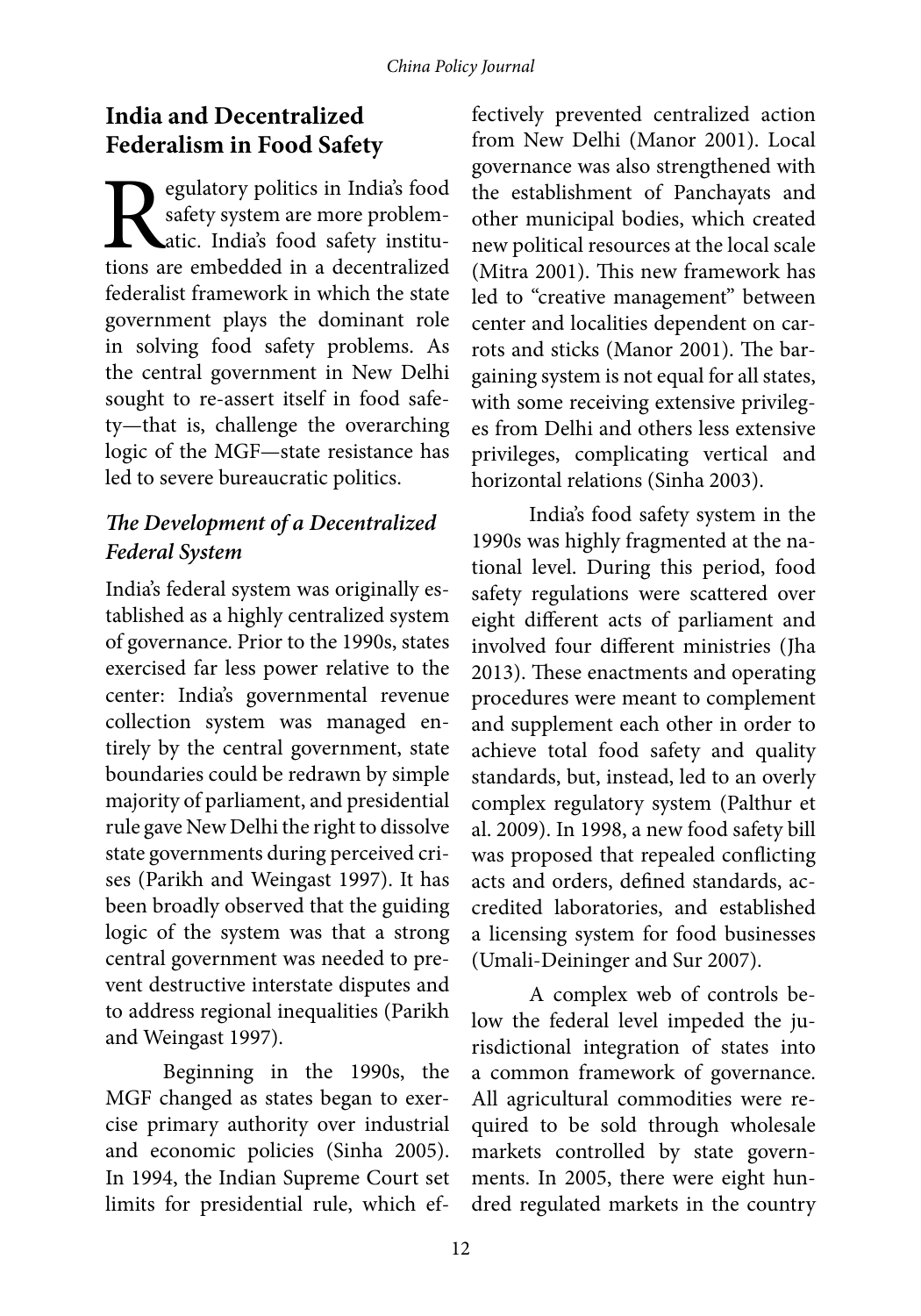## India and Decentralized Federalism in Food Safety

Regulatory politics in India's food safety system are more problematic. India's food safety institutions are embedded in a decentralized federalist framework in which the state government plays the dominant role in solving food safety problems. As the central government in New Delhi sought to re-assert itself in food safety—that is, challenge the overarching logic of the MGF—state resistance has led to severe bureaucratic politics.

### *The Development of a Decentralized Federal System*

India's federal system was originally established as a highly centralized system of governance. Prior to the 1990s, states exercised far less power relative to the center: India's governmental revenue collection system was managed entirely by the central government, state boundaries could be redrawn by simple majority of parliament, and presidential rule gave New Delhi the right to dissolve state governments during perceived crises (Parikh and Weingast 1997). It has been broadly observed that the guiding logic of the system was that a strong central government was needed to prevent destructive interstate disputes and to address regional inequalities (Parikh and Weingast 1997).

Beginning in the 1990s, the MGF changed as states began to exercise primary authority over industrial and economic policies (Sinha 2005). In 1994, the Indian Supreme Court set limits for presidential rule, which effectively prevented centralized action from New Delhi (Manor 2001). Local governance was also strengthened with the establishment of Panchayats and other municipal bodies, which created new political resources at the local scale (Mitra 2001). This new framework has led to "creative management" between center and localities dependent on carrots and sticks (Manor 2001). The bargaining system is not equal for all states, with some receiving extensive privileges from Delhi and others less extensive privileges, complicating vertical and horizontal relations (Sinha 2003).

India's food safety system in the 1990s was highly fragmented at the national level. During this period, food safety regulations were scattered over eight different acts of parliament and involved four different ministries (Jha 2013). These enactments and operating procedures were meant to complement and supplement each other in order to achieve total food safety and quality standards, but, instead, led to an overly complex regulatory system (Palthur et al. 2009). In 1998, a new food safety bill was proposed that repealed conflicting acts and orders, defined standards, accredited laboratories, and established a licensing system for food businesses (Umali-Deininger and Sur 2007).

A complex web of controls below the federal level impeded the jurisdictional integration of states into a common framework of governance. All agricultural commodities were required to be sold through wholesale markets controlled by state governments. In 2005, there were eight hundred regulated markets in the country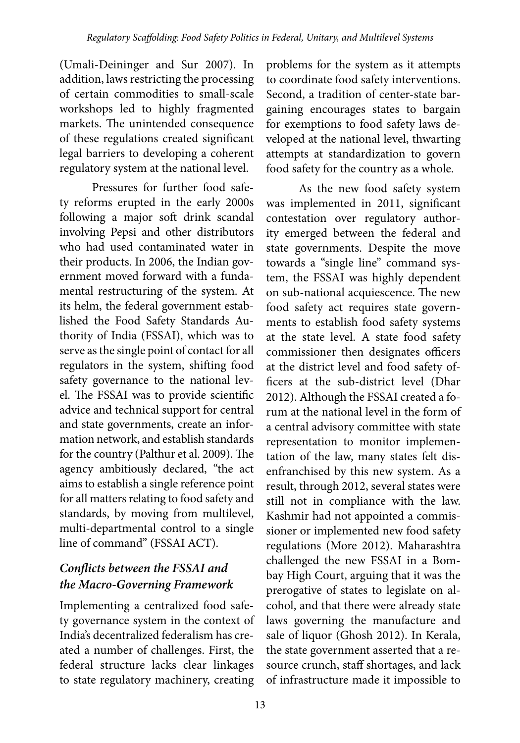(Umali-Deininger and Sur 2007). In addition, laws restricting the processing of certain commodities to small-scale workshops led to highly fragmented markets. The unintended consequence of these regulations created significant legal barriers to developing a coherent regulatory system at the national level.

Pressures for further food safety reforms erupted in the early 2000s following a major soft drink scandal involving Pepsi and other distributors who had used contaminated water in their products. In 2006, the Indian government moved forward with a fundamental restructuring of the system. At its helm, the federal government established the Food Safety Standards Authority of India (FSSAI), which was to serve as the single point of contact for all regulators in the system, shifting food safety governance to the national level. The FSSAI was to provide scientific advice and technical support for central and state governments, create an information network, and establish standards for the country (Palthur et al. 2009). The agency ambitiously declared, "the act aims to establish a single reference point for all matters relating to food safety and standards, by moving from multilevel, multi-departmental control to a single line of command" (FSSAI ACT).

### *Conflicts between the FSSAI and the Macro-Governing Framework*

Implementing a centralized food safety governance system in the context of India's decentralized federalism has created a number of challenges. First, the federal structure lacks clear linkages to state regulatory machinery, creating problems for the system as it attempts to coordinate food safety interventions. Second, a tradition of center-state bargaining encourages states to bargain for exemptions to food safety laws developed at the national level, thwarting attempts at standardization to govern food safety for the country as a whole.

As the new food safety system was implemented in 2011, significant contestation over regulatory authority emerged between the federal and state governments. Despite the move towards a "single line" command system, the FSSAI was highly dependent on sub-national acquiescence. The new food safety act requires state governments to establish food safety systems at the state level. A state food safety commissioner then designates officers at the district level and food safety officers at the sub-district level (Dhar 2012). Although the FSSAI created a forum at the national level in the form of a central advisory committee with state representation to monitor implementation of the law, many states felt disenfranchised by this new system. As a result, through 2012, several states were still not in compliance with the law. Kashmir had not appointed a commissioner or implemented new food safety regulations (More 2012). Maharashtra challenged the new FSSAI in a Bombay High Court, arguing that it was the prerogative of states to legislate on alcohol, and that there were already state laws governing the manufacture and sale of liquor (Ghosh 2012). In Kerala, the state government asserted that a resource crunch, staff shortages, and lack of infrastructure made it impossible to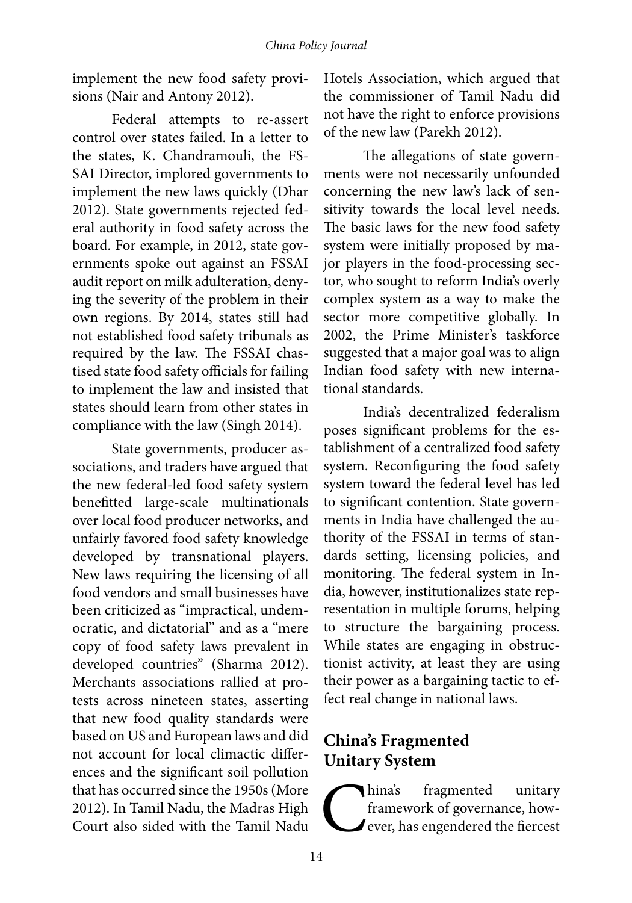implement the new food safety provisions (Nair and Antony 2012).

Federal attempts to re-assert control over states failed. In a letter to the states, K. Chandramouli, the FSSAI Director, implored governments to implement the new laws quickly (Dhar 2012). State governments rejected federal authority in food safety across the board. For example, in 2012, state governments spoke out against an FSSAI audit report on milk adulteration, denying the severity of the problem in their own regions. By 2014, states still had not established food safety tribunals as required by the law. The FSSAI chastised state food safety officials for failing to implement the law and insisted that states should learn from other states in compliance with the law (Singh 2014).

State governments, producer associations, and traders have argued that the new federal-led food safety system benefitted large-scale multinationals over local food producer networks, and unfairly favored food safety knowledge developed by transnational players. New laws requiring the licensing of all food vendors and small businesses have been criticized as "impractical, undemocratic, and dictatorial" and as a "mere copy of food safety laws prevalent in developed countries" (Sharma 2012). Merchants associations rallied at protests across nineteen states, asserting that new food quality standards were based on US and European laws and did not account for local climactic differences and the significant soil pollution that has occurred since the 1950s (More 2012). In Tamil Nadu, the Madras High Court also sided with the Tamil Nadu Hotels Association, which argued that the commissioner of Tamil Nadu did not have the right to enforce provisions of the new law (Parekh 2012).

The allegations of state governments were not necessarily unfounded concerning the new law's lack of sensitivity towards the local level needs. The basic laws for the new food safety system were initially proposed by major players in the food-processing sector, who sought to reform India's overly complex system as a way to make the sector more competitive globally. In 2002, the Prime Minister's taskforce suggested that a major goal was to align Indian food safety with new international standards.

India's decentralized federalism poses significant problems for the establishment of a centralized food safety system. Reconfiguring the food safety system toward the federal level has led to significant contention. State governments in India have challenged the authority of the FSSAI in terms of standards setting, licensing policies, and monitoring. The federal system in India, however, institutionalizes state representation in multiple forums, helping to structure the bargaining process. While states are engaging in obstructionist activity, at least they are using their power as a bargaining tactic to effect real change in national laws.

## China's Fragmented Unitary System

China's fragmented unitary framework of governance, however, has engendered the fiercest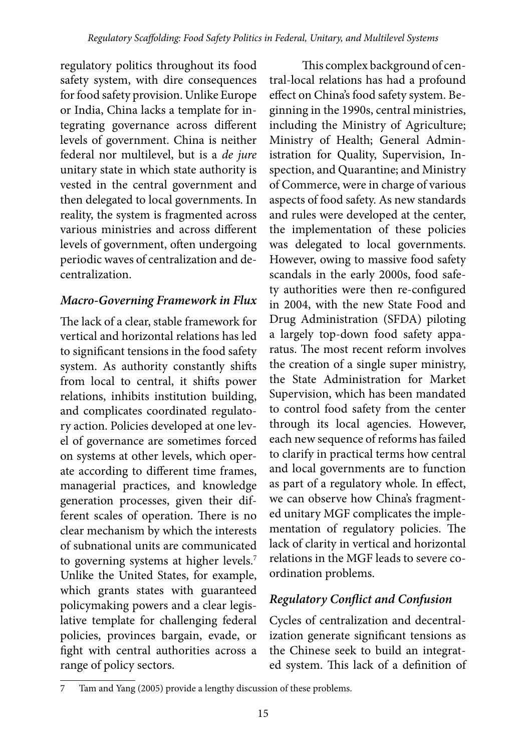regulatory politics throughout its food safety system, with dire consequences for food safety provision. Unlike Europe or India, China lacks a template for integrating governance across different levels of government. China is neither federal nor multilevel, but is a *de jure* unitary state in which state authority is vested in the central government and then delegated to local governments. In reality, the system is fragmented across various ministries and across different levels of government, often undergoing periodic waves of centralization and decentralization.

### *Macro-Governing Framework in Flux*

The lack of a clear, stable framework for vertical and horizontal relations has led to significant tensions in the food safety system. As authority constantly shifts from local to central, it shifts power relations, inhibits institution building, and complicates coordinated regulatory action. Policies developed at one level of governance are sometimes forced on systems at other levels, which operate according to different time frames, managerial practices, and knowledge generation processes, given their different scales of operation. There is no clear mechanism by which the interests of subnational units are communicated to governing systems at higher levels.[7] Unlike the United States, for example, which grants states with guaranteed policymaking powers and a clear legislative template for challenging federal policies, provinces bargain, evade, or fight with central authorities across a range of policy sectors.

This complex background of central-local relations has had a profound effect on China's food safety system. Beginning in the 1990s, central ministries, including the Ministry of Agriculture; Ministry of Health; General Administration for Quality, Supervision, Inspection, and Quarantine; and Ministry of Commerce, were in charge of various aspects of food safety. As new standards and rules were developed at the center, the implementation of these policies was delegated to local governments. However, owing to massive food safety scandals in the early 2000s, food safety authorities were then re-configured in 2004, with the new State Food and Drug Administration (SFDA) piloting a largely top-down food safety apparatus. The most recent reform involves the creation of a single super ministry, the State Administration for Market Supervision, which has been mandated to control food safety from the center through its local agencies. However, each new sequence of reforms has failed to clarify in practical terms how central and local governments are to function as part of a regulatory whole. In effect, we can observe how China's fragmented unitary MGF complicates the implementation of regulatory policies. The lack of clarity in vertical and horizontal relations in the MGF leads to severe coordination problems.

### *Regulatory Conflict and Confusion*

Cycles of centralization and decentralization generate significant tensions as the Chinese seek to build an integrated system. This lack of a definition of

---

7 Tam and Yang (2005) provide a lengthy discussion of these problems.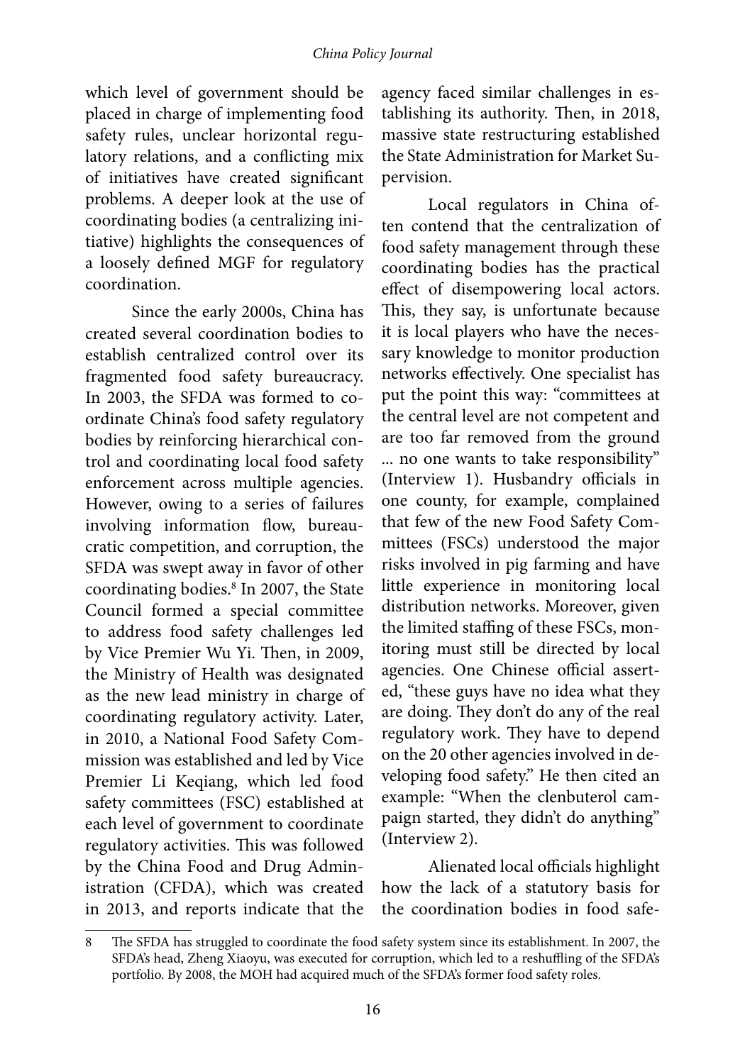which level of government should be placed in charge of implementing food safety rules, unclear horizontal regulatory relations, and a conflicting mix of initiatives have created significant problems. A deeper look at the use of coordinating bodies (a centralizing initiative) highlights the consequences of a loosely defined MGF for regulatory coordination.

Since the early 2000s, China has created several coordination bodies to establish centralized control over its fragmented food safety bureaucracy. In 2003, the SFDA was formed to coordinate China's food safety regulatory bodies by reinforcing hierarchical control and coordinating local food safety enforcement across multiple agencies. However, owing to a series of failures involving information flow, bureaucratic competition, and corruption, the SFDA was swept away in favor of other coordinating bodies.[8] In 2007, the State Council formed a special committee to address food safety challenges led by Vice Premier Wu Yi. Then, in 2009, the Ministry of Health was designated as the new lead ministry in charge of coordinating regulatory activity. Later, in 2010, a National Food Safety Commission was established and led by Vice Premier Li Keqiang, which led food safety committees (FSC) established at each level of government to coordinate regulatory activities. This was followed by the China Food and Drug Administration (CFDA), which was created in 2013, and reports indicate that the agency faced similar challenges in establishing its authority. Then, in 2018, massive state restructuring established the State Administration for Market Supervision.

Local regulators in China often contend that the centralization of food safety management through these coordinating bodies has the practical effect of disempowering local actors. This, they say, is unfortunate because it is local players who have the necessary knowledge to monitor production networks effectively. One specialist has put the point this way: "committees at the central level are not competent and are too far removed from the ground ... no one wants to take responsibility" (Interview 1). Husbandry officials in one county, for example, complained that few of the new Food Safety Committees (FSCs) understood the major risks involved in pig farming and have little experience in monitoring local distribution networks. Moreover, given the limited staffing of these FSCs, monitoring must still be directed by local agencies. One Chinese official asserted, "these guys have no idea what they are doing. They don't do any of the real regulatory work. They have to depend on the 20 other agencies involved in developing food safety." He then cited an example: "When the clenbuterol campaign started, they didn't do anything" (Interview 2).

Alienated local officials highlight how the lack of a statutory basis for the coordination bodies in food safe-

---

8 The SFDA has struggled to coordinate the food safety system since its establishment. In 2007, the SFDA's head, Zheng Xiaoyu, was executed for corruption, which led to a reshuffling of the SFDA's portfolio. By 2008, the MOH had acquired much of the SFDA's former food safety roles.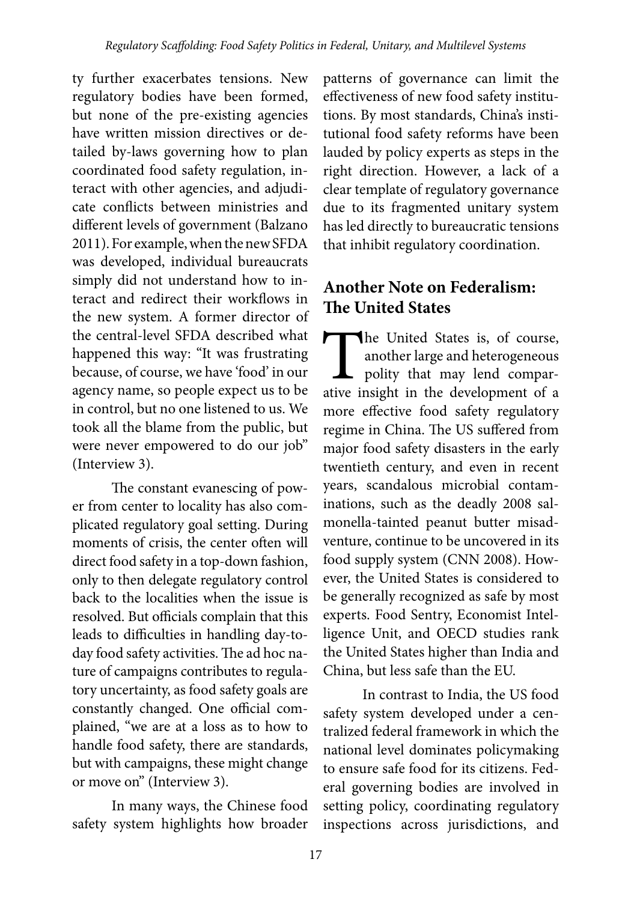ty further exacerbates tensions. New regulatory bodies have been formed, but none of the pre-existing agencies have written mission directives or detailed by-laws governing how to plan coordinated food safety regulation, interact with other agencies, and adjudicate conflicts between ministries and different levels of government (Balzano 2011). For example, when the new SFDA was developed, individual bureaucrats simply did not understand how to interact and redirect their workflows in the new system. A former director of the central-level SFDA described what happened this way: "It was frustrating because, of course, we have 'food' in our agency name, so people expect us to be in control, but no one listened to us. We took all the blame from the public, but were never empowered to do our job" (Interview 3).

The constant evanescing of power from center to locality has also complicated regulatory goal setting. During moments of crisis, the center often will direct food safety in a top-down fashion, only to then delegate regulatory control back to the localities when the issue is resolved. But officials complain that this leads to difficulties in handling day-to-day food safety activities. The ad hoc nature of campaigns contributes to regulatory uncertainty, as food safety goals are constantly changed. One official complained, "we are at a loss as to how to handle food safety, there are standards, but with campaigns, these might change or move on" (Interview 3).

In many ways, the Chinese food safety system highlights how broader patterns of governance can limit the effectiveness of new food safety institutions. By most standards, China's institutional food safety reforms have been lauded by policy experts as steps in the right direction. However, a lack of a clear template of regulatory governance due to its fragmented unitary system has led directly to bureaucratic tensions that inhibit regulatory coordination.

## Another Note on Federalism: The United States

The United States is, of course, another large and heterogeneous polity that may lend comparative insight in the development of a more effective food safety regulatory regime in China. The US suffered from major food safety disasters in the early twentieth century, and even in recent years, scandalous microbial contaminations, such as the deadly 2008 salmonella-tainted peanut butter misadventure, continue to be uncovered in its food supply system (CNN 2008). However, the United States is considered to be generally recognized as safe by most experts. Food Sentry, Economist Intelligence Unit, and OECD studies rank the United States higher than India and China, but less safe than the EU.

In contrast to India, the US food safety system developed under a centralized federal framework in which the national level dominates policymaking to ensure safe food for its citizens. Federal governing bodies are involved in setting policy, coordinating regulatory inspections across jurisdictions, and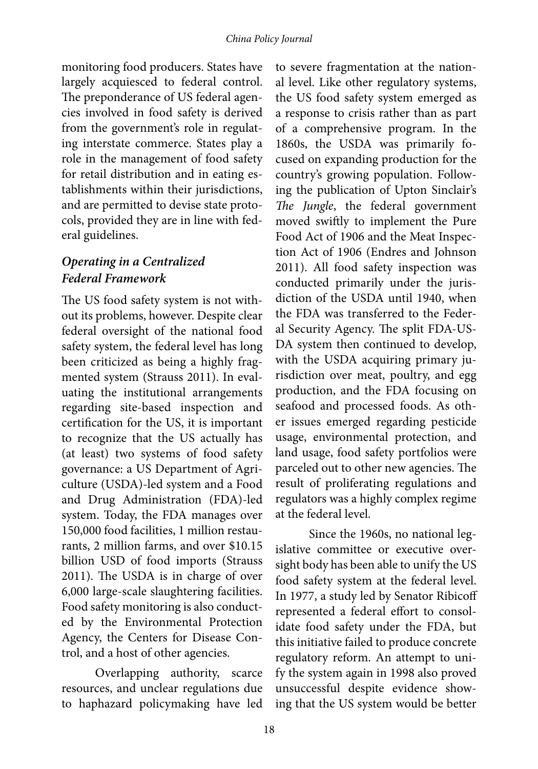monitoring food producers. States have largely acquiesced to federal control. The preponderance of US federal agencies involved in food safety is derived from the government's role in regulating interstate commerce. States play a role in the management of food safety for retail distribution and in eating establishments within their jurisdictions, and are permitted to devise state protocols, provided they are in line with federal guidelines.

### *Operating in a Centralized Federal Framework*

The US food safety system is not without its problems, however. Despite clear federal oversight of the national food safety system, the federal level has long been criticized as being a highly fragmented system (Strauss 2011). In evaluating the institutional arrangements regarding site-based inspection and certification for the US, it is important to recognize that the US actually has (at least) two systems of food safety governance: a US Department of Agriculture (USDA)-led system and a Food and Drug Administration (FDA)-led system. Today, the FDA manages over 150,000 food facilities, 1 million restaurants, 2 million farms, and over $10.15 billion USD of food imports (Strauss 2011). The USDA is in charge of over 6,000 large-scale slaughtering facilities. Food safety monitoring is also conducted by the Environmental Protection Agency, the Centers for Disease Control, and a host of other agencies.

Overlapping authority, scarce resources, and unclear regulations due to haphazard policymaking have led to severe fragmentation at the national level. Like other regulatory systems, the US food safety system emerged as a response to crisis rather than as part of a comprehensive program. In the 1860s, the USDA was primarily focused on expanding production for the country's growing population. Following the publication of Upton Sinclair's *The Jungle*, the federal government moved swiftly to implement the Pure Food Act of 1906 and the Meat Inspection Act of 1906 (Endres and Johnson 2011). All food safety inspection was conducted primarily under the jurisdiction of the USDA until 1940, when the FDA was transferred to the Federal Security Agency. The split FDA-USDA system then continued to develop, with the USDA acquiring primary jurisdiction over meat, poultry, and egg production, and the FDA focusing on seafood and processed foods. As other issues emerged regarding pesticide usage, environmental protection, and land usage, food safety portfolios were parceled out to other new agencies. The result of proliferating regulations and regulators was a highly complex regime at the federal level.

Since the 1960s, no national legislative committee or executive oversight body has been able to unify the US food safety system at the federal level. In 1977, a study led by Senator Ribicoff represented a federal effort to consolidate food safety under the FDA, but this initiative failed to produce concrete regulatory reform. An attempt to unify the system again in 1998 also proved unsuccessful despite evidence showing that the US system would be better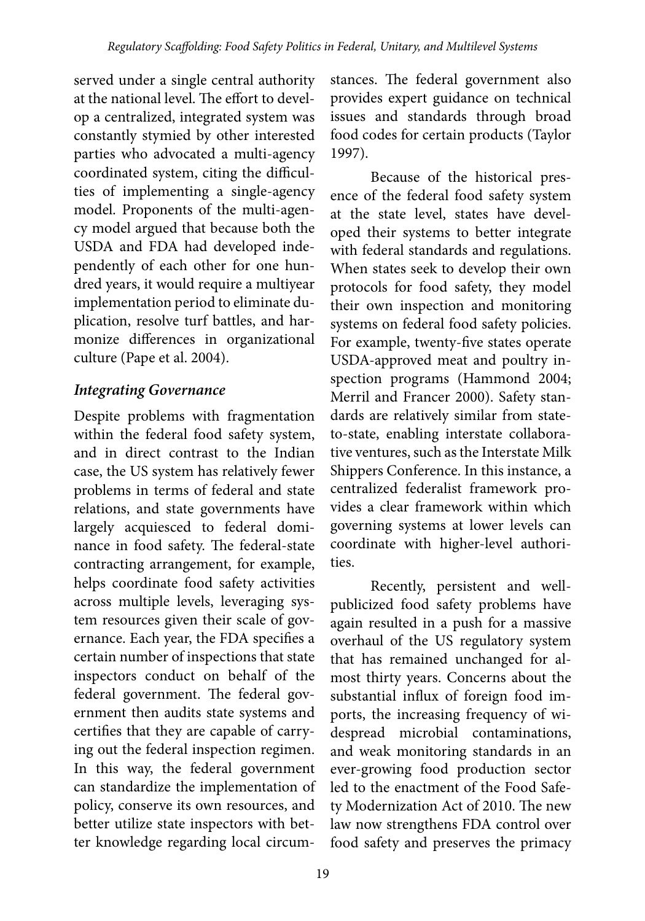served under a single central authority at the national level. The effort to develop a centralized, integrated system was constantly stymied by other interested parties who advocated a multi-agency coordinated system, citing the difficulties of implementing a single-agency model. Proponents of the multi-agency model argued that because both the USDA and FDA had developed independently of each other for one hundred years, it would require a multiyear implementation period to eliminate duplication, resolve turf battles, and harmonize differences in organizational culture (Pape et al. 2004).

### *Integrating Governance*

Despite problems with fragmentation within the federal food safety system, and in direct contrast to the Indian case, the US system has relatively fewer problems in terms of federal and state relations, and state governments have largely acquiesced to federal dominance in food safety. The federal-state contracting arrangement, for example, helps coordinate food safety activities across multiple levels, leveraging system resources given their scale of governance. Each year, the FDA specifies a certain number of inspections that state inspectors conduct on behalf of the federal government. The federal government then audits state systems and certifies that they are capable of carrying out the federal inspection regimen. In this way, the federal government can standardize the implementation of policy, conserve its own resources, and better utilize state inspectors with better knowledge regarding local circumstances. The federal government also provides expert guidance on technical issues and standards through broad food codes for certain products (Taylor 1997).

Because of the historical presence of the federal food safety system at the state level, states have developed their systems to better integrate with federal standards and regulations. When states seek to develop their own protocols for food safety, they model their own inspection and monitoring systems on federal food safety policies. For example, twenty-five states operate USDA-approved meat and poultry inspection programs (Hammond 2004; Merril and Francer 2000). Safety standards are relatively similar from state-to-state, enabling interstate collaborative ventures, such as the Interstate Milk Shippers Conference. In this instance, a centralized federalist framework provides a clear framework within which governing systems at lower levels can coordinate with higher-level authorities.

Recently, persistent and well-publicized food safety problems have again resulted in a push for a massive overhaul of the US regulatory system that has remained unchanged for almost thirty years. Concerns about the substantial influx of foreign food imports, the increasing frequency of widespread microbial contaminations, and weak monitoring standards in an ever-growing food production sector led to the enactment of the Food Safety Modernization Act of 2010. The new law now strengthens FDA control over food safety and preserves the primacy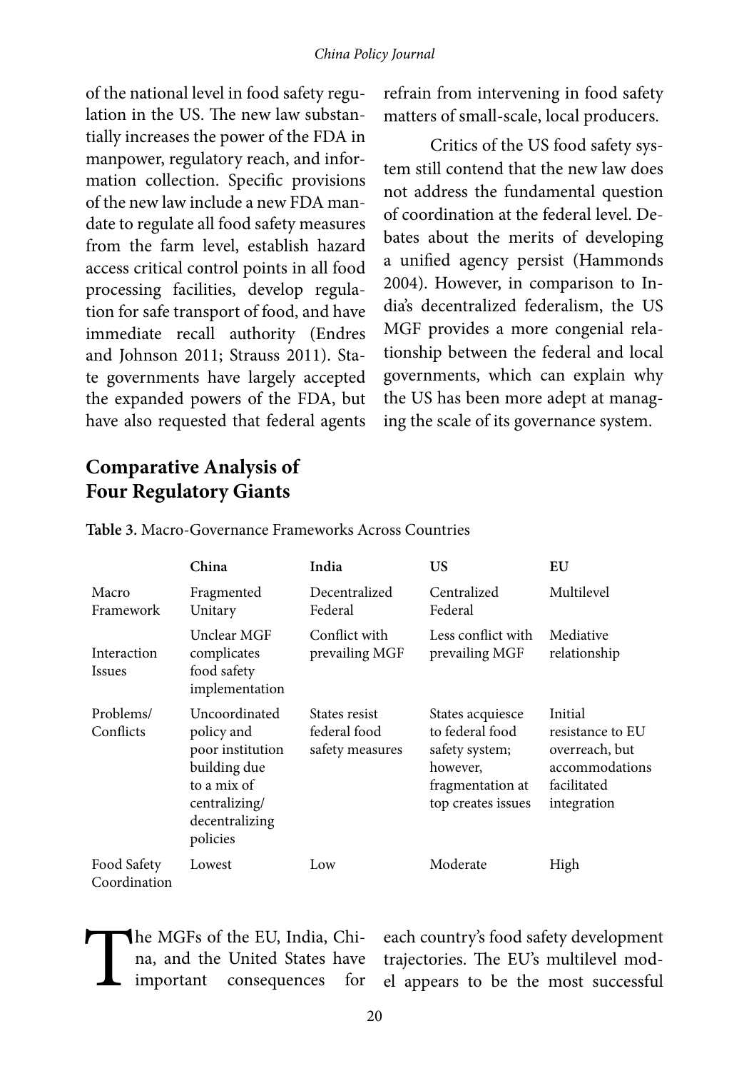of the national level in food safety regulation in the US. The new law substantially increases the power of the FDA in manpower, regulatory reach, and information collection. Specific provisions of the new law include a new FDA mandate to regulate all food safety measures from the farm level, establish hazard access critical control points in all food processing facilities, develop regulation for safe transport of food, and have immediate recall authority (Endres and Johnson 2011; Strauss 2011). State governments have largely accepted the expanded powers of the FDA, but have also requested that federal agents refrain from intervening in food safety matters of small-scale, local producers.

Critics of the US food safety system still contend that the new law does not address the fundamental question of coordination at the federal level. Debates about the merits of developing a unified agency persist (Hammonds 2004). However, in comparison to India's decentralized federalism, the US MGF provides a more congenial relationship between the federal and local governments, which can explain why the US has been more adept at managing the scale of its governance system.

## Comparative Analysis of Four Regulatory Giants

**Table 3.** Macro-Governance Frameworks Across Countries

| | China | India | US | EU |
|---|---|---|---|---|
| Macro Framework | Fragmented Unitary | Decentralized Federal | Centralized Federal | Multilevel |
| Interaction Issues | Unclear MGF complicates food safety implementation | Conflict with prevailing MGF | Less conflict with prevailing MGF | Mediative relationship |
| Problems/ Conflicts | Uncoordinated policy and poor institution building due to a mix of centralizing/ decentralizing policies | States resist federal food safety measures | States acquiesce to federal food safety system; however, fragmentation at top creates issues | Initial resistance to EU overreach, but accommodations facilitated integration |
| Food Safety Coordination | Lowest | Low | Moderate | High |

The MGFs of the EU, India, China, and the United States have important consequences for each country's food safety development trajectories. The EU's multilevel model appears to be the most successful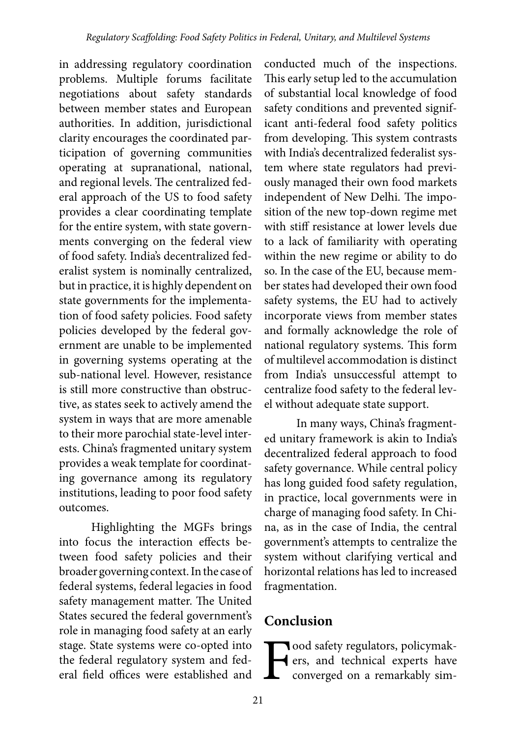in addressing regulatory coordination problems. Multiple forums facilitate negotiations about safety standards between member states and European authorities. In addition, jurisdictional clarity encourages the coordinated participation of governing communities operating at supranational, national, and regional levels. The centralized federal approach of the US to food safety provides a clear coordinating template for the entire system, with state governments converging on the federal view of food safety. India's decentralized federalist system is nominally centralized, but in practice, it is highly dependent on state governments for the implementation of food safety policies. Food safety policies developed by the federal government are unable to be implemented in governing systems operating at the sub-national level. However, resistance is still more constructive than obstructive, as states seek to actively amend the system in ways that are more amenable to their more parochial state-level interests. China's fragmented unitary system provides a weak template for coordinating governance among its regulatory institutions, leading to poor food safety outcomes.

Highlighting the MGFs brings into focus the interaction effects between food safety policies and their broader governing context. In the case of federal systems, federal legacies in food safety management matter. The United States secured the federal government's role in managing food safety at an early stage. State systems were co-opted into the federal regulatory system and federal field offices were established and conducted much of the inspections. This early setup led to the accumulation of substantial local knowledge of food safety conditions and prevented significant anti-federal food safety politics from developing. This system contrasts with India's decentralized federalist system where state regulators had previously managed their own food markets independent of New Delhi. The imposition of the new top-down regime met with stiff resistance at lower levels due to a lack of familiarity with operating within the new regime or ability to do so. In the case of the EU, because member states had developed their own food safety systems, the EU had to actively incorporate views from member states and formally acknowledge the role of national regulatory systems. This form of multilevel accommodation is distinct from India's unsuccessful attempt to centralize food safety to the federal level without adequate state support.

In many ways, China's fragmented unitary framework is akin to India's decentralized federal approach to food safety governance. While central policy has long guided food safety regulation, in practice, local governments were in charge of managing food safety. In China, as in the case of India, the central government's attempts to centralize the system without clarifying vertical and horizontal relations has led to increased fragmentation.

## Conclusion

Food safety regulators, policymakers, and technical experts have converged on a remarkably sim-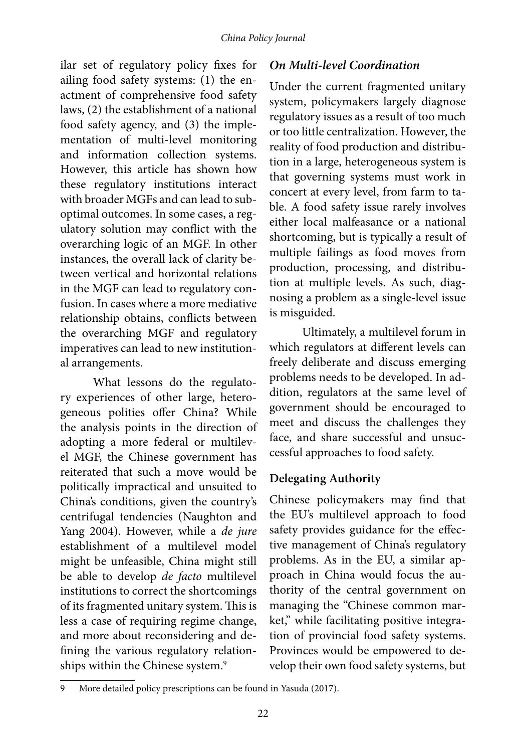ilar set of regulatory policy fixes for ailing food safety systems: (1) the enactment of comprehensive food safety laws, (2) the establishment of a national food safety agency, and (3) the implementation of multi-level monitoring and information collection systems. However, this article has shown how these regulatory institutions interact with broader MGFs and can lead to suboptimal outcomes. In some cases, a regulatory solution may conflict with the overarching logic of an MGF. In other instances, the overall lack of clarity between vertical and horizontal relations in the MGF can lead to regulatory confusion. In cases where a more mediative relationship obtains, conflicts between the overarching MGF and regulatory imperatives can lead to new institutional arrangements.

What lessons do the regulatory experiences of other large, heterogeneous polities offer China? While the analysis points in the direction of adopting a more federal or multilevel MGF, the Chinese government has reiterated that such a move would be politically impractical and unsuited to China's conditions, given the country's centrifugal tendencies (Naughton and Yang 2004). However, while a *de jure* establishment of a multilevel model might be unfeasible, China might still be able to develop *de facto* multilevel institutions to correct the shortcomings of its fragmented unitary system. This is less a case of requiring regime change, and more about reconsidering and defining the various regulatory relationships within the Chinese system.[9]

### *On Multi-level Coordination*

Under the current fragmented unitary system, policymakers largely diagnose regulatory issues as a result of too much or too little centralization. However, the reality of food production and distribution in a large, heterogeneous system is that governing systems must work in concert at every level, from farm to table. A food safety issue rarely involves either local malfeasance or a national shortcoming, but is typically a result of multiple failings as food moves from production, processing, and distribution at multiple levels. As such, diagnosing a problem as a single-level issue is misguided.

Ultimately, a multilevel forum in which regulators at different levels can freely deliberate and discuss emerging problems needs to be developed. In addition, regulators at the same level of government should be encouraged to meet and discuss the challenges they face, and share successful and unsuccessful approaches to food safety.

### Delegating Authority

Chinese policymakers may find that the EU's multilevel approach to food safety provides guidance for the effective management of China's regulatory problems. As in the EU, a similar approach in China would focus the authority of the central government on managing the "Chinese common market," while facilitating positive integration of provincial food safety systems. Provinces would be empowered to develop their own food safety systems, but

---

9 More detailed policy prescriptions can be found in Yasuda (2017).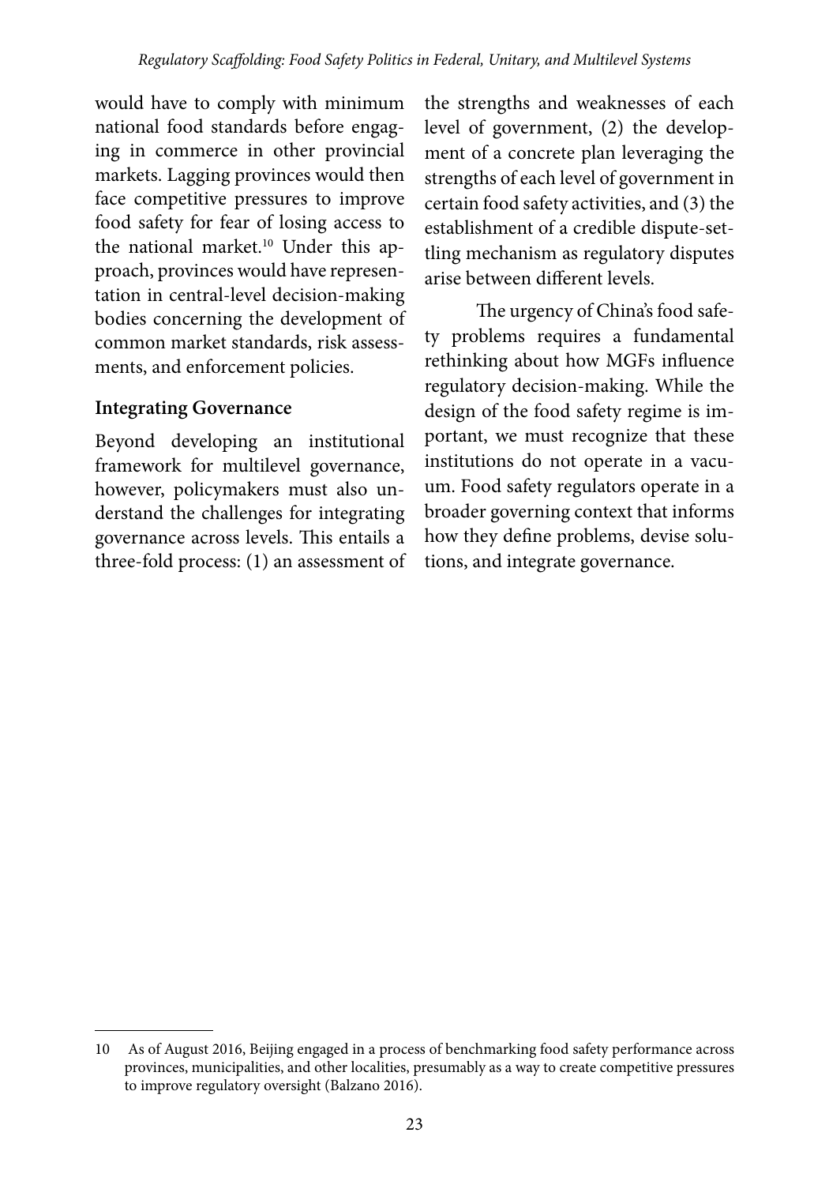would have to comply with minimum national food standards before engaging in commerce in other provincial markets. Lagging provinces would then face competitive pressures to improve food safety for fear of losing access to the national market.[10] Under this approach, provinces would have representation in central-level decision-making bodies concerning the development of common market standards, risk assessments, and enforcement policies.

### Integrating Governance

Beyond developing an institutional framework for multilevel governance, however, policymakers must also understand the challenges for integrating governance across levels. This entails a three-fold process: (1) an assessment of the strengths and weaknesses of each level of government, (2) the development of a concrete plan leveraging the strengths of each level of government in certain food safety activities, and (3) the establishment of a credible dispute-settling mechanism as regulatory disputes arise between different levels.

The urgency of China's food safety problems requires a fundamental rethinking about how MGFs influence regulatory decision-making. While the design of the food safety regime is important, we must recognize that these institutions do not operate in a vacuum. Food safety regulators operate in a broader governing context that informs how they define problems, devise solutions, and integrate governance.

---

10 As of August 2016, Beijing engaged in a process of benchmarking food safety performance across provinces, municipalities, and other localities, presumably as a way to create competitive pressures to improve regulatory oversight (Balzano 2016).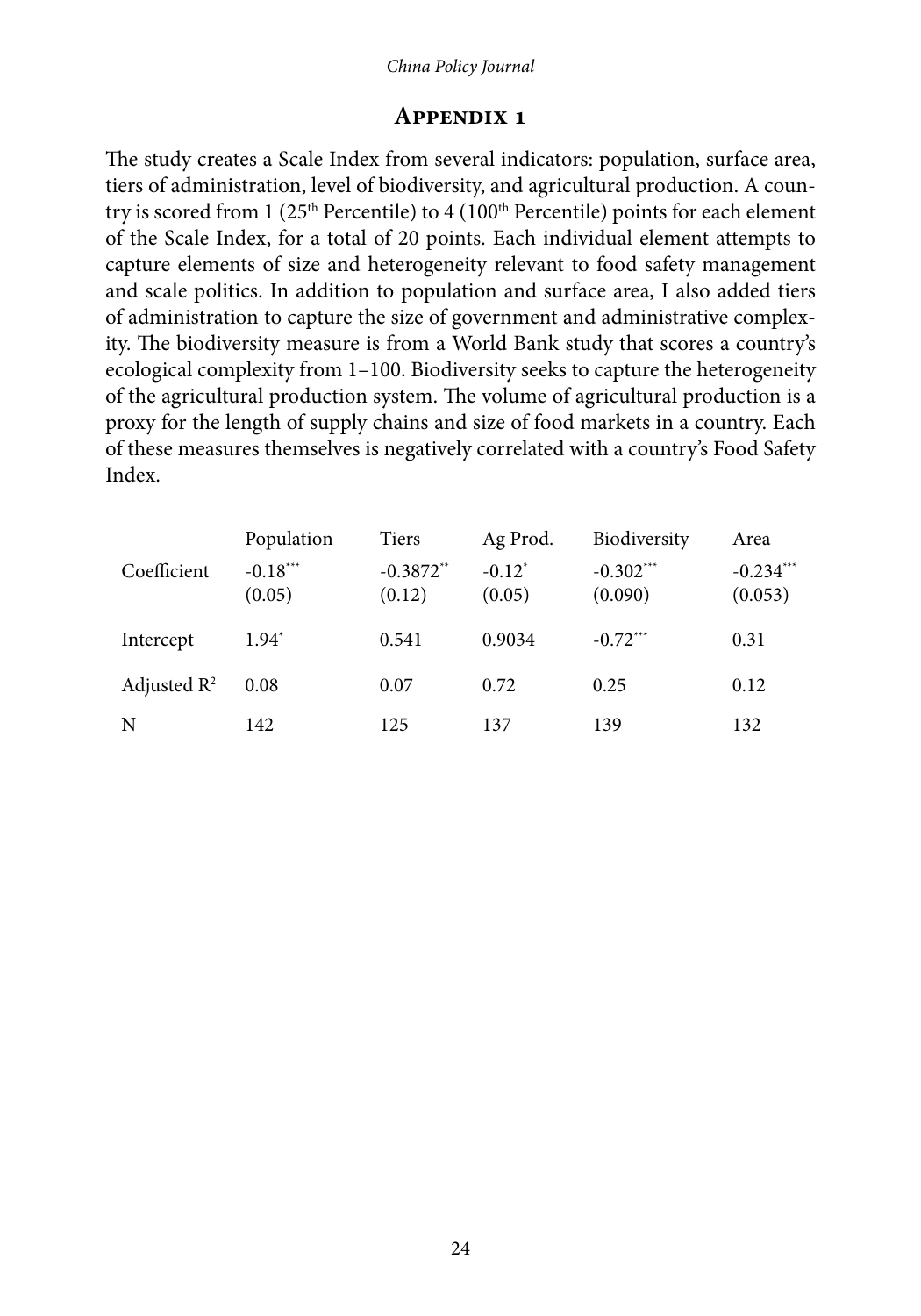## Appendix 1

The study creates a Scale Index from several indicators: population, surface area, tiers of administration, level of biodiversity, and agricultural production. A country is scored from 1 (25th Percentile) to 4 (100th Percentile) points for each element of the Scale Index, for a total of 20 points. Each individual element attempts to capture elements of size and heterogeneity relevant to food safety management and scale politics. In addition to population and surface area, I also added tiers of administration to capture the size of government and administrative complexity. The biodiversity measure is from a World Bank study that scores a country's ecological complexity from 1–100. Biodiversity seeks to capture the heterogeneity of the agricultural production system. The volume of agricultural production is a proxy for the length of supply chains and size of food markets in a country. Each of these measures themselves is negatively correlated with a country's Food Safety Index.

| | Population | Tiers | Ag Prod. | Biodiversity | Area |
|---|---|---|---|---|---|
| Coefficient | -0.18*** (0.05) | -0.3872** (0.12) | -0.12* (0.05) | -0.302*** (0.090) | -0.234*** (0.053) |
| Intercept | 1.94* | 0.541 | 0.9034 | -0.72*** | 0.31 |
| Adjusted $R^2$ | 0.08 | 0.07 | 0.72 | 0.25 | 0.12 |
| N | 142 | 125 | 137 | 139 | 132 |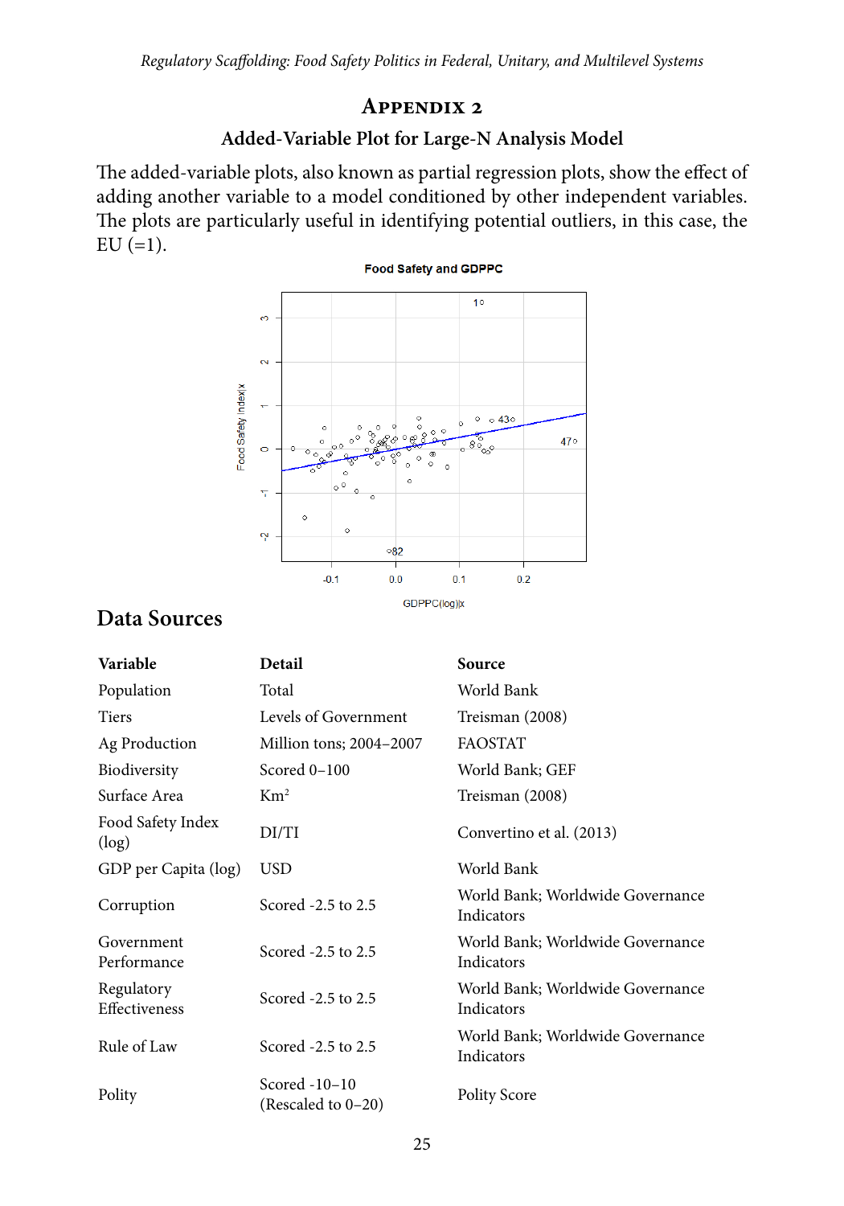# Appendix 2

## Added-Variable Plot for Large-N Analysis Model

The added-variable plots, also known as partial regression plots, show the effect of adding another variable to a model conditioned by other independent variables. The plots are particularly useful in identifying potential outliers, in this case, the EU (=1).

Food Safety and GDPPC

## Data Sources

| Variable | Detail | Source |
|---|---|---|
| Population | Total | World Bank |
| Tiers | Levels of Government | Treisman (2008) |
| Ag Production | Million tons; 2004–2007 | FAOSTAT |
| Biodiversity | Scored 0–100 | World Bank; GEF |
| Surface Area | $Km^2$ | Treisman (2008) |
| Food Safety Index (log) | DI/TI | Convertino et al. (2013) |
| GDP per Capita (log) | USD | World Bank |
| Corruption | Scored -2.5 to 2.5 | World Bank; Worldwide Governance Indicators |
| Government Performance | Scored -2.5 to 2.5 | World Bank; Worldwide Governance Indicators |
| Regulatory Effectiveness | Scored -2.5 to 2.5 | World Bank; Worldwide Governance Indicators |
| Rule of Law | Scored -2.5 to 2.5 | World Bank; Worldwide Governance Indicators |
| Polity | Scored -10–10 (Rescaled to 0–20) | Polity Score |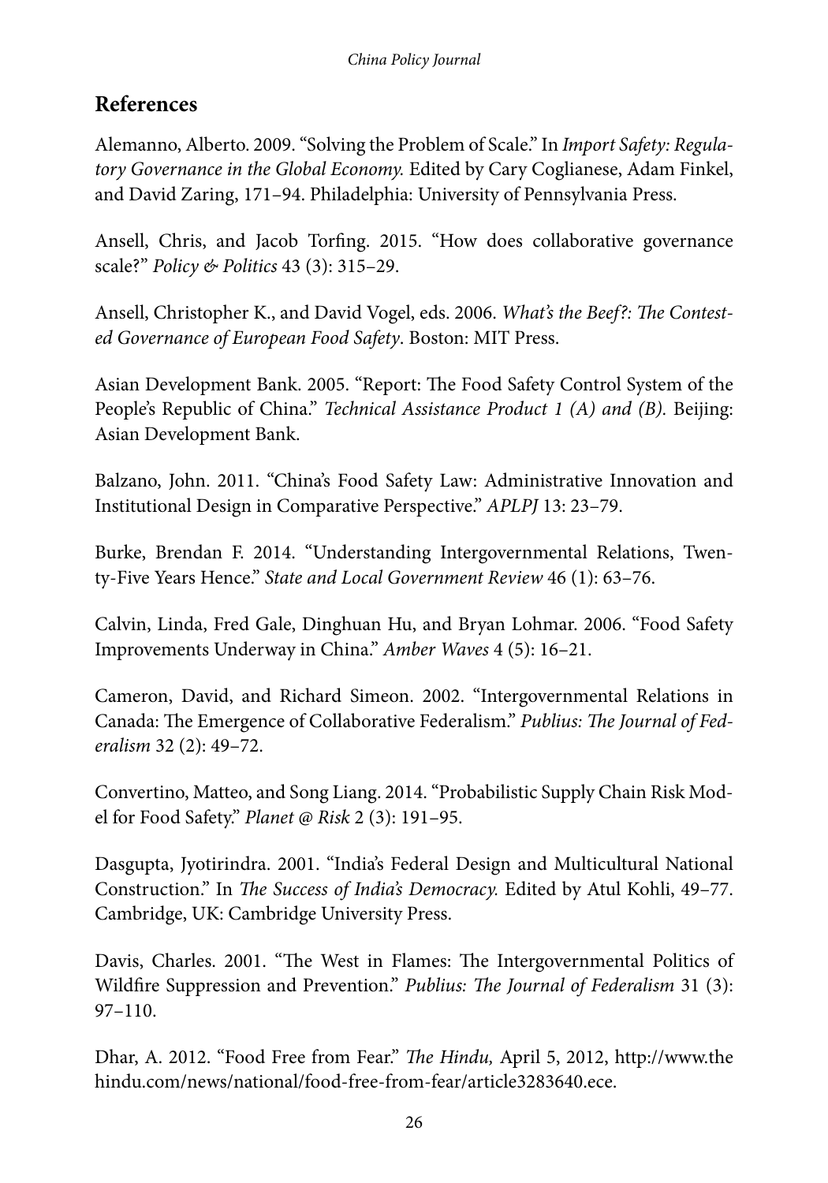## References

Alemanno, Alberto. 2009. "Solving the Problem of Scale." In *Import Safety: Regulatory Governance in the Global Economy.* Edited by Cary Coglianese, Adam Finkel, and David Zaring, 171–94. Philadelphia: University of Pennsylvania Press.

Ansell, Chris, and Jacob Torfing. 2015. "How does collaborative governance scale?" *Policy & Politics* 43 (3): 315–29.

Ansell, Christopher K., and David Vogel, eds. 2006. *What's the Beef?: The Contested Governance of European Food Safety*. Boston: MIT Press.

Asian Development Bank. 2005. "Report: The Food Safety Control System of the People's Republic of China." *Technical Assistance Product 1 (A) and (B).* Beijing: Asian Development Bank.

Balzano, John. 2011. "China's Food Safety Law: Administrative Innovation and Institutional Design in Comparative Perspective." *APLPJ* 13: 23–79.

Burke, Brendan F. 2014. "Understanding Intergovernmental Relations, Twenty-Five Years Hence." *State and Local Government Review* 46 (1): 63–76.

Calvin, Linda, Fred Gale, Dinghuan Hu, and Bryan Lohmar. 2006. "Food Safety Improvements Underway in China." *Amber Waves* 4 (5): 16–21.

Cameron, David, and Richard Simeon. 2002. "Intergovernmental Relations in Canada: The Emergence of Collaborative Federalism." *Publius: The Journal of Federalism* 32 (2): 49–72.

Convertino, Matteo, and Song Liang. 2014. "Probabilistic Supply Chain Risk Model for Food Safety." *Planet @ Risk* 2 (3): 191–95.

Dasgupta, Jyotirindra. 2001. "India's Federal Design and Multicultural National Construction." In *The Success of India's Democracy.* Edited by Atul Kohli, 49–77. Cambridge, UK: Cambridge University Press.

Davis, Charles. 2001. "The West in Flames: The Intergovernmental Politics of Wildfire Suppression and Prevention." *Publius: The Journal of Federalism* 31 (3): 97–110.

Dhar, A. 2012. "Food Free from Fear." *The Hindu,* April 5, 2012, http://www.thehindu.com/news/national/food-free-from-fear/article3283640.ece.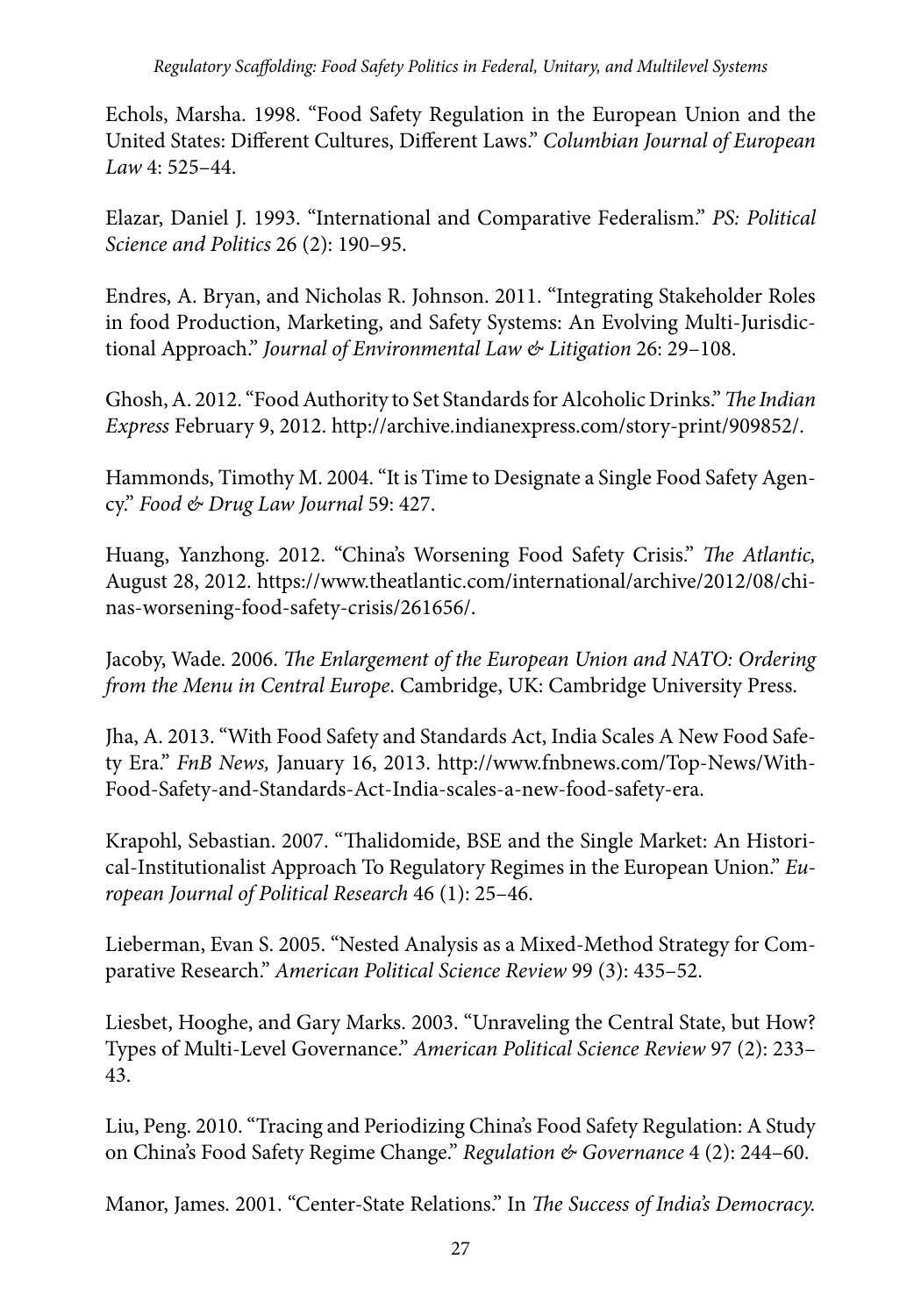Echols, Marsha. 1998. "Food Safety Regulation in the European Union and the United States: Different Cultures, Different Laws." *Columbian Journal of European Law* 4: 525–44.

Elazar, Daniel J. 1993. "International and Comparative Federalism." *PS: Political Science and Politics* 26 (2): 190–95.

Endres, A. Bryan, and Nicholas R. Johnson. 2011. "Integrating Stakeholder Roles in food Production, Marketing, and Safety Systems: An Evolving Multi-Jurisdictional Approach." *Journal of Environmental Law & Litigation* 26: 29–108.

Ghosh, A. 2012. "Food Authority to Set Standards for Alcoholic Drinks." *The Indian Express* February 9, 2012. http://archive.indianexpress.com/story-print/909852/.

Hammonds, Timothy M. 2004. "It is Time to Designate a Single Food Safety Agency." *Food & Drug Law Journal* 59: 427.

Huang, Yanzhong. 2012. "China's Worsening Food Safety Crisis." *The Atlantic,* August 28, 2012. https://www.theatlantic.com/international/archive/2012/08/chinas-worsening-food-safety-crisis/261656/.

Jacoby, Wade. 2006. *The Enlargement of the European Union and NATO: Ordering from the Menu in Central Europe*. Cambridge, UK: Cambridge University Press.

Jha, A. 2013. "With Food Safety and Standards Act, India Scales A New Food Safety Era." *FnB News,* January 16, 2013. http://www.fnbnews.com/Top-News/With-Food-Safety-and-Standards-Act-India-scales-a-new-food-safety-era.

Krapohl, Sebastian. 2007. "Thalidomide, BSE and the Single Market: An Historical-Institutionalist Approach To Regulatory Regimes in the European Union." *European Journal of Political Research* 46 (1): 25–46.

Lieberman, Evan S. 2005. "Nested Analysis as a Mixed-Method Strategy for Comparative Research." *American Political Science Review* 99 (3): 435–52.

Liesbet, Hooghe, and Gary Marks. 2003. "Unraveling the Central State, but How? Types of Multi-Level Governance." *American Political Science Review* 97 (2): 233–43.

Liu, Peng. 2010. "Tracing and Periodizing China's Food Safety Regulation: A Study on China's Food Safety Regime Change." *Regulation & Governance* 4 (2): 244–60.

Manor, James. 2001. "Center-State Relations." In *The Success of India's Democracy.*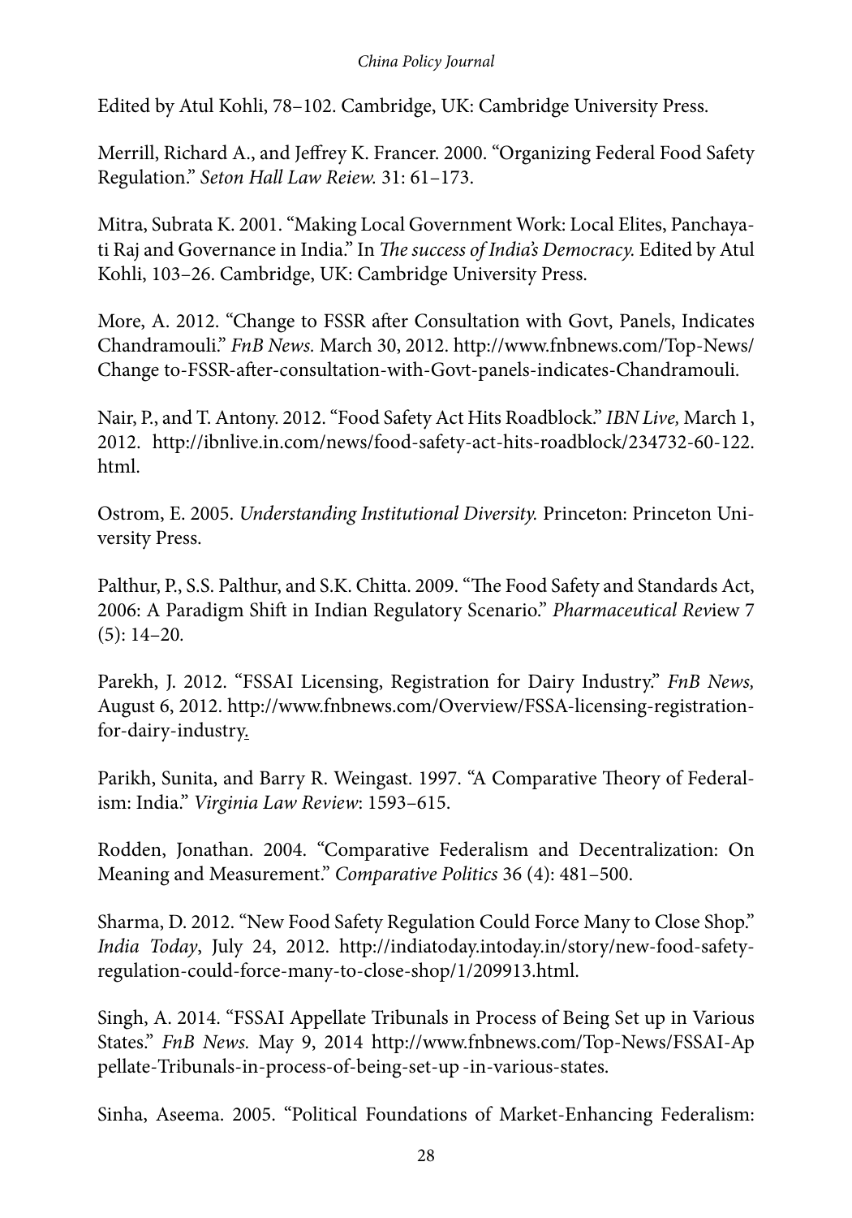Edited by Atul Kohli, 78–102. Cambridge, UK: Cambridge University Press.

Merrill, Richard A., and Jeffrey K. Francer. 2000. "Organizing Federal Food Safety Regulation." *Seton Hall Law Reiew.* 31: 61–173.

Mitra, Subrata K. 2001. "Making Local Government Work: Local Elites, Panchayati Raj and Governance in India." In *The success of India's Democracy.* Edited by Atul Kohli, 103–26. Cambridge, UK: Cambridge University Press.

More, A. 2012. "Change to FSSR after Consultation with Govt, Panels, Indicates Chandramouli." *FnB News.* March 30, 2012. http://www.fnbnews.com/Top-News/Change to-FSSR-after-consultation-with-Govt-panels-indicates-Chandramouli.

Nair, P., and T. Antony. 2012. "Food Safety Act Hits Roadblock." *IBN Live,* March 1, 2012. http://ibnlive.in.com/news/food-safety-act-hits-roadblock/234732-60-122.html.

Ostrom, E. 2005. *Understanding Institutional Diversity.* Princeton: Princeton University Press.

Palthur, P., S.S. Palthur, and S.K. Chitta. 2009. "The Food Safety and Standards Act, 2006: A Paradigm Shift in Indian Regulatory Scenario." *Pharmaceutical Rev*iew 7 (5): 14–20.

Parekh, J. 2012. "FSSAI Licensing, Registration for Dairy Industry." *FnB News,* August 6, 2012. http://www.fnbnews.com/Overview/FSSA-licensing-registration-for-dairy-industry.

Parikh, Sunita, and Barry R. Weingast. 1997. "A Comparative Theory of Federalism: India." *Virginia Law Review*: 1593–615.

Rodden, Jonathan. 2004. "Comparative Federalism and Decentralization: On Meaning and Measurement." *Comparative Politics* 36 (4): 481–500.

Sharma, D. 2012. "New Food Safety Regulation Could Force Many to Close Shop." *India Today*, July 24, 2012. http://indiatoday.intoday.in/story/new-food-safety-regulation-could-force-many-to-close-shop/1/209913.html.

Singh, A. 2014. "FSSAI Appellate Tribunals in Process of Being Set up in Various States." *FnB News.* May 9, 2014 http://www.fnbnews.com/Top-News/FSSAI-Appellate-Tribunals-in-process-of-being-set-up -in-various-states.

Sinha, Aseema. 2005. "Political Foundations of Market-Enhancing Federalism: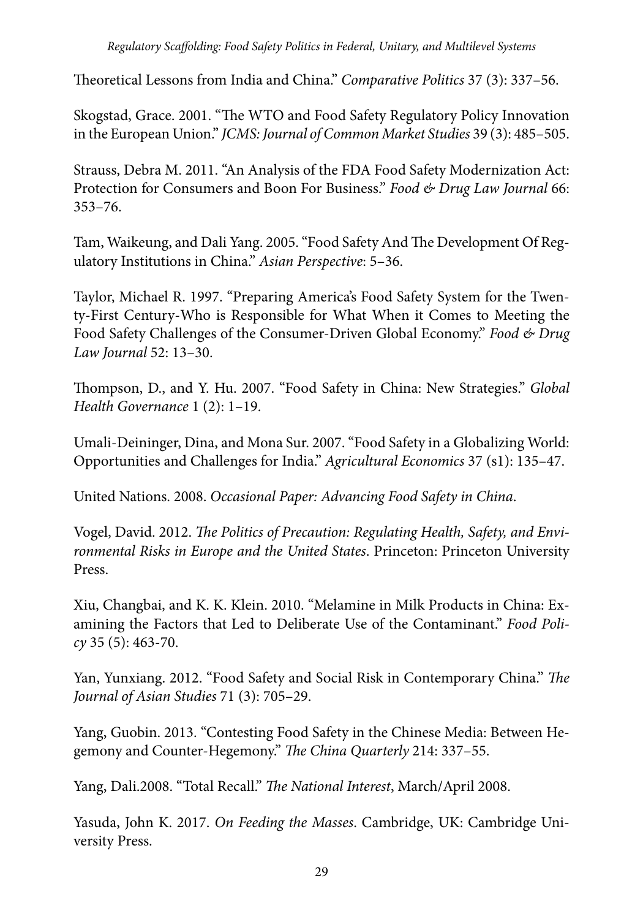Theoretical Lessons from India and China." *Comparative Politics* 37 (3): 337–56.

Skogstad, Grace. 2001. "The WTO and Food Safety Regulatory Policy Innovation in the European Union." *JCMS: Journal of Common Market Studies* 39 (3): 485–505.

Strauss, Debra M. 2011. "An Analysis of the FDA Food Safety Modernization Act: Protection for Consumers and Boon For Business." *Food & Drug Law Journal* 66: 353–76.

Tam, Waikeung, and Dali Yang. 2005. "Food Safety And The Development Of Regulatory Institutions in China." *Asian Perspective*: 5–36.

Taylor, Michael R. 1997. "Preparing America's Food Safety System for the Twenty-First Century-Who is Responsible for What When it Comes to Meeting the Food Safety Challenges of the Consumer-Driven Global Economy." *Food & Drug Law Journal* 52: 13–30.

Thompson, D., and Y. Hu. 2007. "Food Safety in China: New Strategies." *Global Health Governance* 1 (2): 1–19.

Umali-Deininger, Dina, and Mona Sur. 2007. "Food Safety in a Globalizing World: Opportunities and Challenges for India." *Agricultural Economics* 37 (s1): 135–47.

United Nations. 2008. *Occasional Paper: Advancing Food Safety in China*.

Vogel, David. 2012. *The Politics of Precaution: Regulating Health, Safety, and Environmental Risks in Europe and the United States*. Princeton: Princeton University Press.

Xiu, Changbai, and K. K. Klein. 2010. "Melamine in Milk Products in China: Examining the Factors that Led to Deliberate Use of the Contaminant." *Food Policy* 35 (5): 463-70.

Yan, Yunxiang. 2012. "Food Safety and Social Risk in Contemporary China." *The Journal of Asian Studies* 71 (3): 705–29.

Yang, Guobin. 2013. "Contesting Food Safety in the Chinese Media: Between Hegemony and Counter-Hegemony." *The China Quarterly* 214: 337–55.

Yang, Dali.2008. "Total Recall." *The National Interest*, March/April 2008.

Yasuda, John K. 2017. *On Feeding the Masses*. Cambridge, UK: Cambridge University Press.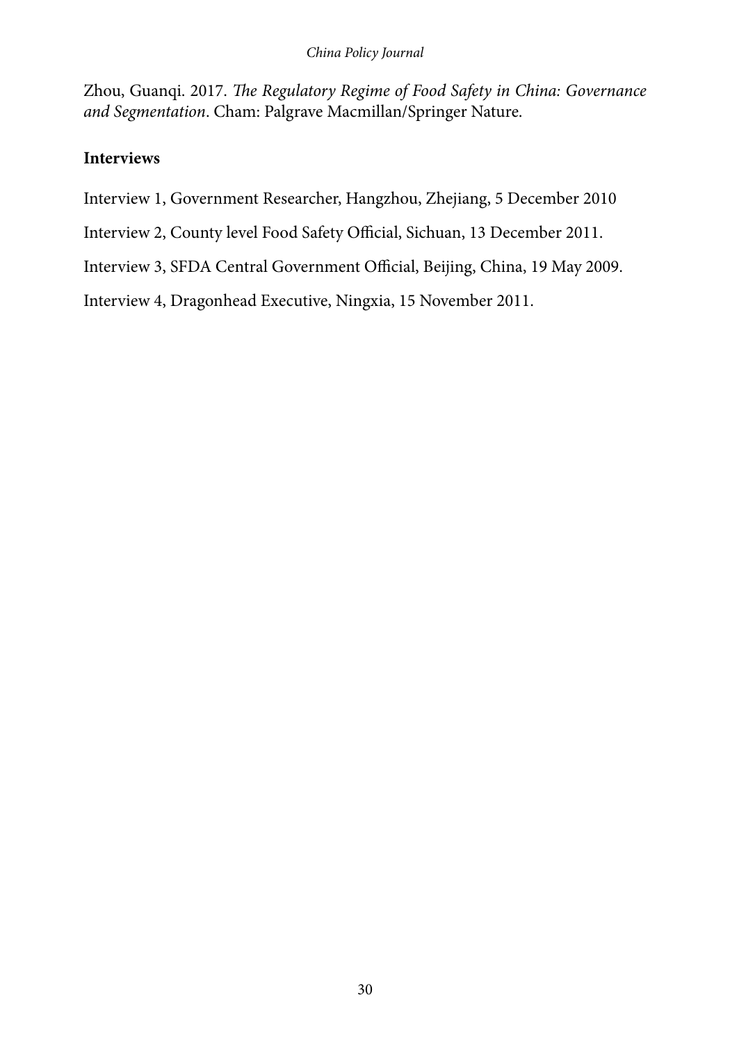Zhou, Guanqi. 2017. *The Regulatory Regime of Food Safety in China: Governance and Segmentation*. Cham: Palgrave Macmillan/Springer Nature.

**Interviews**

Interview 1, Government Researcher, Hangzhou, Zhejiang, 5 December 2010

Interview 2, County level Food Safety Official, Sichuan, 13 December 2011.

Interview 3, SFDA Central Government Official, Beijing, China, 19 May 2009.

Interview 4, Dragonhead Executive, Ningxia, 15 November 2011.